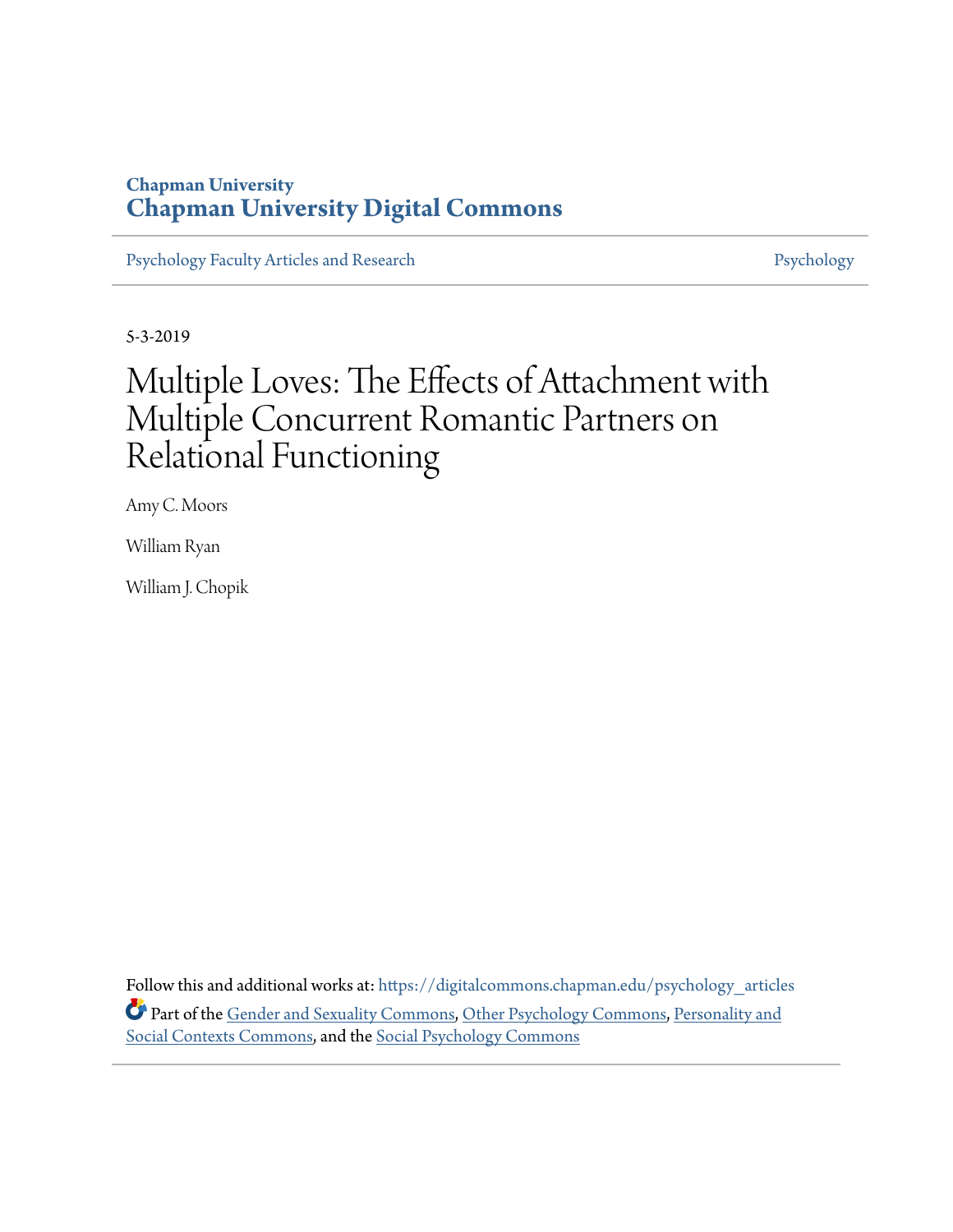Chapman University

# Chapman University Digital Commons

Psychology Faculty Articles and Research | Psychology

5-3-2019

# Multiple Loves: The Effects of Attachment with Multiple Concurrent Romantic Partners on Relational Functioning

Amy C. Moors

William Ryan

William J. Chopik

Follow this and additional works at: https://digitalcommons.chapman.edu/psychology_articles

Part of the Gender and Sexuality Commons, Other Psychology Commons, Personality and Social Contexts Commons, and the Social Psychology Commons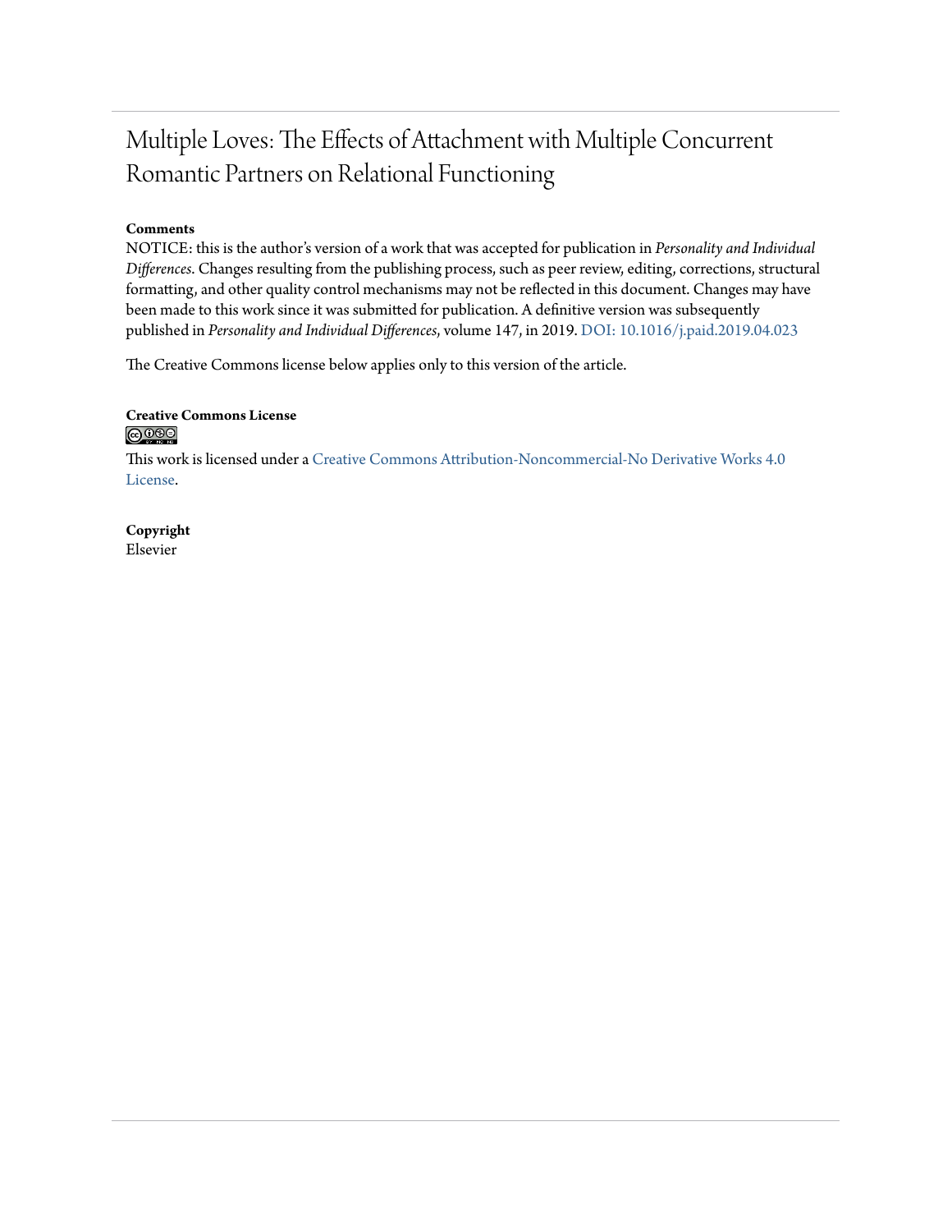# Multiple Loves: The Effects of Attachment with Multiple Concurrent Romantic Partners on Relational Functioning

**Comments**

NOTICE: this is the author's version of a work that was accepted for publication in *Personality and Individual Differences*. Changes resulting from the publishing process, such as peer review, editing, corrections, structural formatting, and other quality control mechanisms may not be reflected in this document. Changes may have been made to this work since it was submitted for publication. A definitive version was subsequently published in *Personality and Individual Differences*, volume 147, in 2019. DOI: 10.1016/j.paid.2019.04.023

The Creative Commons license below applies only to this version of the article.

**Creative Commons License**

This work is licensed under a Creative Commons Attribution-Noncommercial-No Derivative Works 4.0 License.

**Copyright**

Elsevier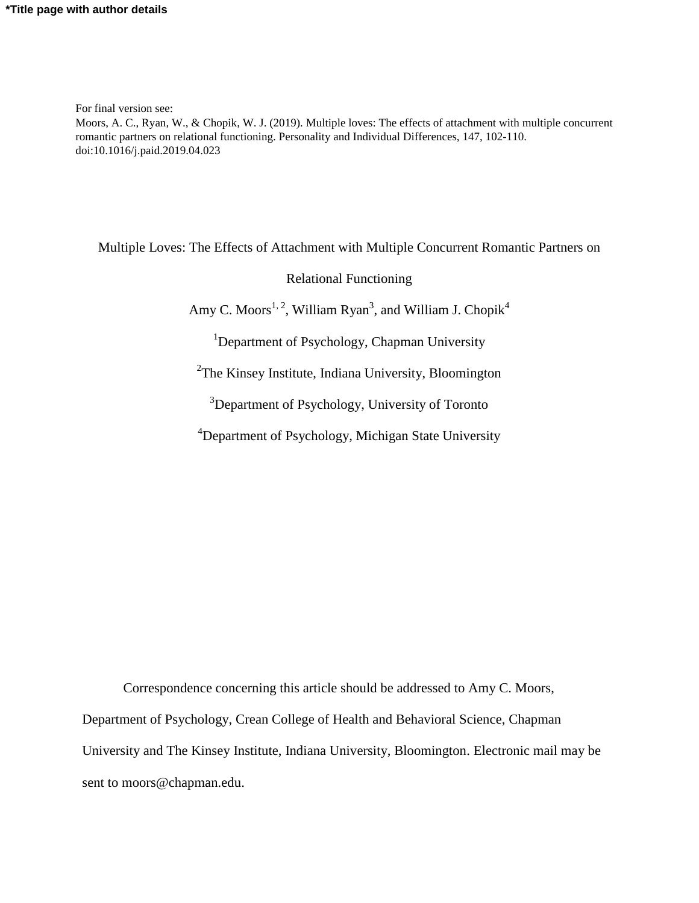**\*Title page with author details**

For final version see:
Moors, A. C., Ryan, W., & Chopik, W. J. (2019). Multiple loves: The effects of attachment with multiple concurrent romantic partners on relational functioning. Personality and Individual Differences, 147, 102-110. doi:10.1016/j.paid.2019.04.023

# Multiple Loves: The Effects of Attachment with Multiple Concurrent Romantic Partners on Relational Functioning

Amy C. Moors[1, 2], William Ryan[3], and William J. Chopik[4]

[1]Department of Psychology, Chapman University

[2]The Kinsey Institute, Indiana University, Bloomington

[3]Department of Psychology, University of Toronto

[4]Department of Psychology, Michigan State University

Correspondence concerning this article should be addressed to Amy C. Moors, Department of Psychology, Crean College of Health and Behavioral Science, Chapman University and The Kinsey Institute, Indiana University, Bloomington. Electronic mail may be sent to moors@chapman.edu.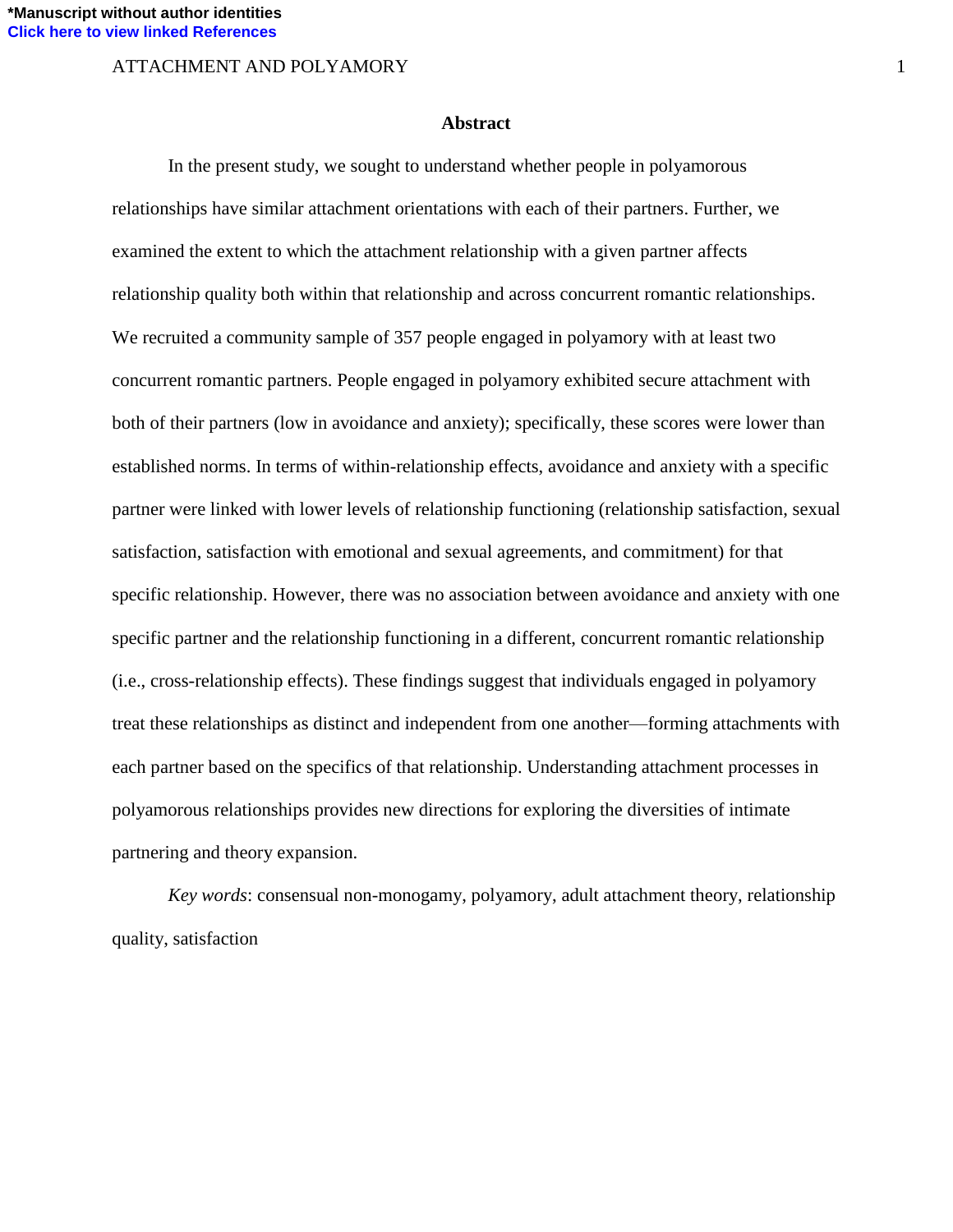## Abstract

In the present study, we sought to understand whether people in polyamorous relationships have similar attachment orientations with each of their partners. Further, we examined the extent to which the attachment relationship with a given partner affects relationship quality both within that relationship and across concurrent romantic relationships. We recruited a community sample of 357 people engaged in polyamory with at least two concurrent romantic partners. People engaged in polyamory exhibited secure attachment with both of their partners (low in avoidance and anxiety); specifically, these scores were lower than established norms. In terms of within-relationship effects, avoidance and anxiety with a specific partner were linked with lower levels of relationship functioning (relationship satisfaction, sexual satisfaction, satisfaction with emotional and sexual agreements, and commitment) for that specific relationship. However, there was no association between avoidance and anxiety with one specific partner and the relationship functioning in a different, concurrent romantic relationship (i.e., cross-relationship effects). These findings suggest that individuals engaged in polyamory treat these relationships as distinct and independent from one another—forming attachments with each partner based on the specifics of that relationship. Understanding attachment processes in polyamorous relationships provides new directions for exploring the diversities of intimate partnering and theory expansion.

*Key words*: consensual non-monogamy, polyamory, adult attachment theory, relationship quality, satisfaction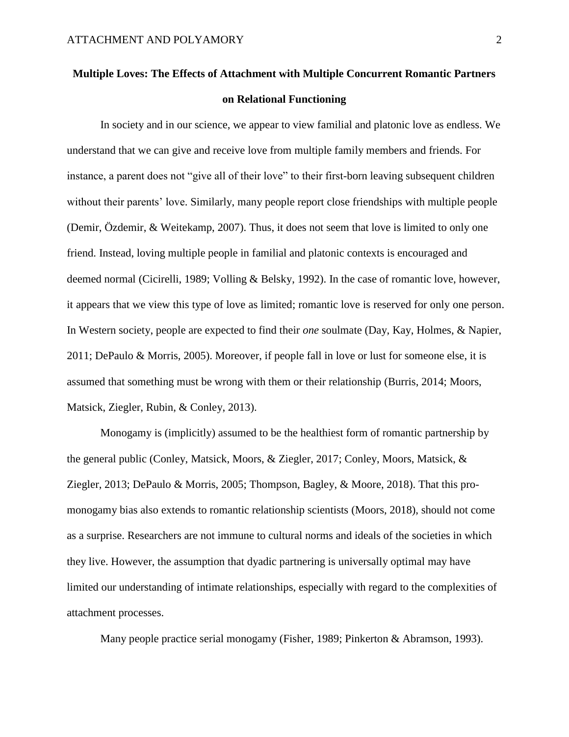**Multiple Loves: The Effects of Attachment with Multiple Concurrent Romantic Partners on Relational Functioning**

In society and in our science, we appear to view familial and platonic love as endless. We understand that we can give and receive love from multiple family members and friends. For instance, a parent does not "give all of their love" to their first-born leaving subsequent children without their parents' love. Similarly, many people report close friendships with multiple people (Demir, Özdemir, & Weitekamp, 2007). Thus, it does not seem that love is limited to only one friend. Instead, loving multiple people in familial and platonic contexts is encouraged and deemed normal (Cicirelli, 1989; Volling & Belsky, 1992). In the case of romantic love, however, it appears that we view this type of love as limited; romantic love is reserved for only one person. In Western society, people are expected to find their *one* soulmate (Day, Kay, Holmes, & Napier, 2011; DePaulo & Morris, 2005). Moreover, if people fall in love or lust for someone else, it is assumed that something must be wrong with them or their relationship (Burris, 2014; Moors, Matsick, Ziegler, Rubin, & Conley, 2013).

Monogamy is (implicitly) assumed to be the healthiest form of romantic partnership by the general public (Conley, Matsick, Moors, & Ziegler, 2017; Conley, Moors, Matsick, & Ziegler, 2013; DePaulo & Morris, 2005; Thompson, Bagley, & Moore, 2018). That this pro-monogamy bias also extends to romantic relationship scientists (Moors, 2018), should not come as a surprise. Researchers are not immune to cultural norms and ideals of the societies in which they live. However, the assumption that dyadic partnering is universally optimal may have limited our understanding of intimate relationships, especially with regard to the complexities of attachment processes.

Many people practice serial monogamy (Fisher, 1989; Pinkerton & Abramson, 1993).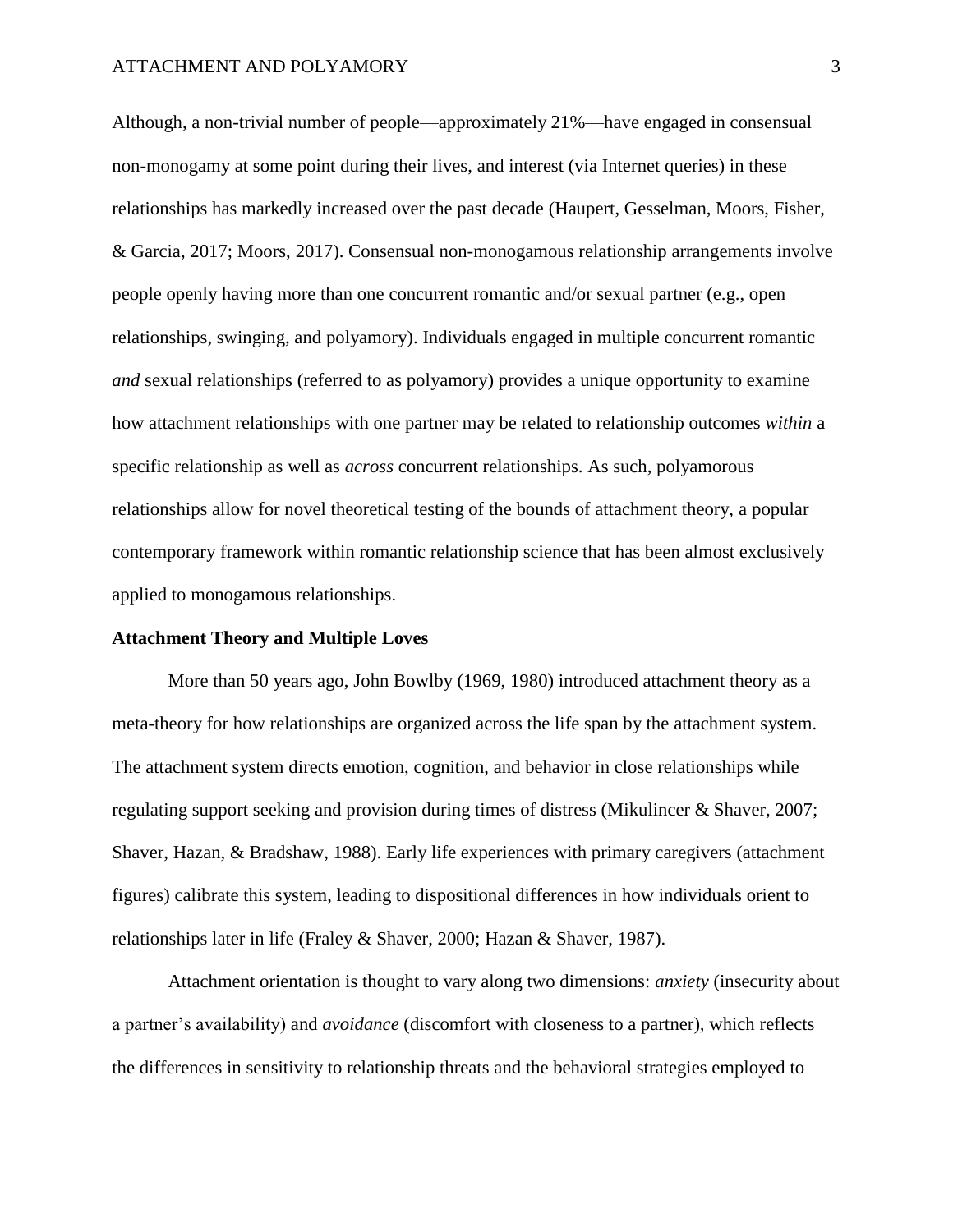Although, a non-trivial number of people—approximately 21%—have engaged in consensual non-monogamy at some point during their lives, and interest (via Internet queries) in these relationships has markedly increased over the past decade (Haupert, Gesselman, Moors, Fisher, & Garcia, 2017; Moors, 2017). Consensual non-monogamous relationship arrangements involve people openly having more than one concurrent romantic and/or sexual partner (e.g., open relationships, swinging, and polyamory). Individuals engaged in multiple concurrent romantic *and* sexual relationships (referred to as polyamory) provides a unique opportunity to examine how attachment relationships with one partner may be related to relationship outcomes *within* a specific relationship as well as *across* concurrent relationships. As such, polyamorous relationships allow for novel theoretical testing of the bounds of attachment theory, a popular contemporary framework within romantic relationship science that has been almost exclusively applied to monogamous relationships.

**Attachment Theory and Multiple Loves**

More than 50 years ago, John Bowlby (1969, 1980) introduced attachment theory as a meta-theory for how relationships are organized across the life span by the attachment system. The attachment system directs emotion, cognition, and behavior in close relationships while regulating support seeking and provision during times of distress (Mikulincer & Shaver, 2007; Shaver, Hazan, & Bradshaw, 1988). Early life experiences with primary caregivers (attachment figures) calibrate this system, leading to dispositional differences in how individuals orient to relationships later in life (Fraley & Shaver, 2000; Hazan & Shaver, 1987).

Attachment orientation is thought to vary along two dimensions: *anxiety* (insecurity about a partner's availability) and *avoidance* (discomfort with closeness to a partner), which reflects the differences in sensitivity to relationship threats and the behavioral strategies employed to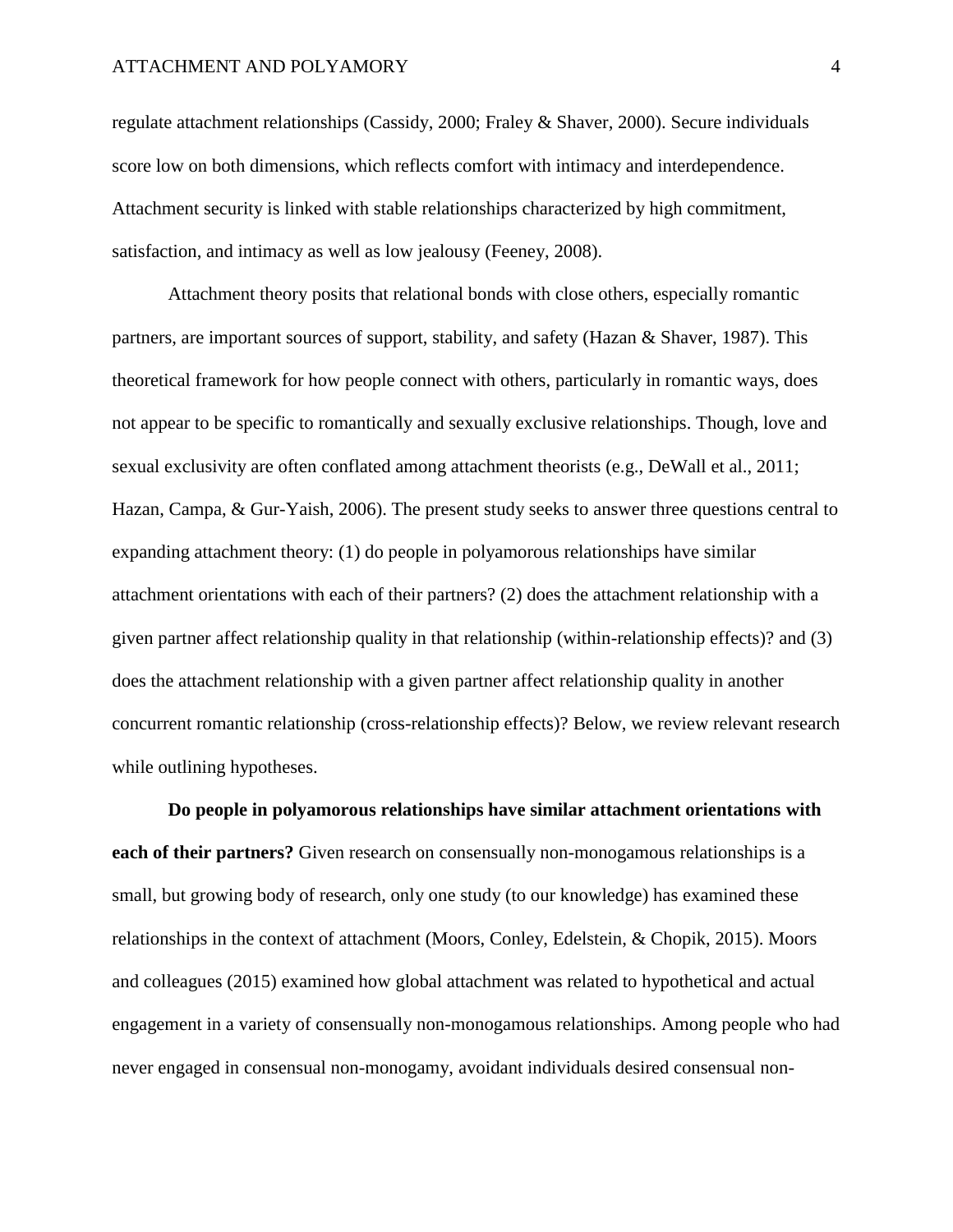regulate attachment relationships (Cassidy, 2000; Fraley & Shaver, 2000). Secure individuals score low on both dimensions, which reflects comfort with intimacy and interdependence. Attachment security is linked with stable relationships characterized by high commitment, satisfaction, and intimacy as well as low jealousy (Feeney, 2008).

Attachment theory posits that relational bonds with close others, especially romantic partners, are important sources of support, stability, and safety (Hazan & Shaver, 1987). This theoretical framework for how people connect with others, particularly in romantic ways, does not appear to be specific to romantically and sexually exclusive relationships. Though, love and sexual exclusivity are often conflated among attachment theorists (e.g., DeWall et al., 2011; Hazan, Campa, & Gur-Yaish, 2006). The present study seeks to answer three questions central to expanding attachment theory: (1) do people in polyamorous relationships have similar attachment orientations with each of their partners? (2) does the attachment relationship with a given partner affect relationship quality in that relationship (within-relationship effects)? and (3) does the attachment relationship with a given partner affect relationship quality in another concurrent romantic relationship (cross-relationship effects)? Below, we review relevant research while outlining hypotheses.

**Do people in polyamorous relationships have similar attachment orientations with each of their partners?** Given research on consensually non-monogamous relationships is a small, but growing body of research, only one study (to our knowledge) has examined these relationships in the context of attachment (Moors, Conley, Edelstein, & Chopik, 2015). Moors and colleagues (2015) examined how global attachment was related to hypothetical and actual engagement in a variety of consensually non-monogamous relationships. Among people who had never engaged in consensual non-monogamy, avoidant individuals desired consensual non-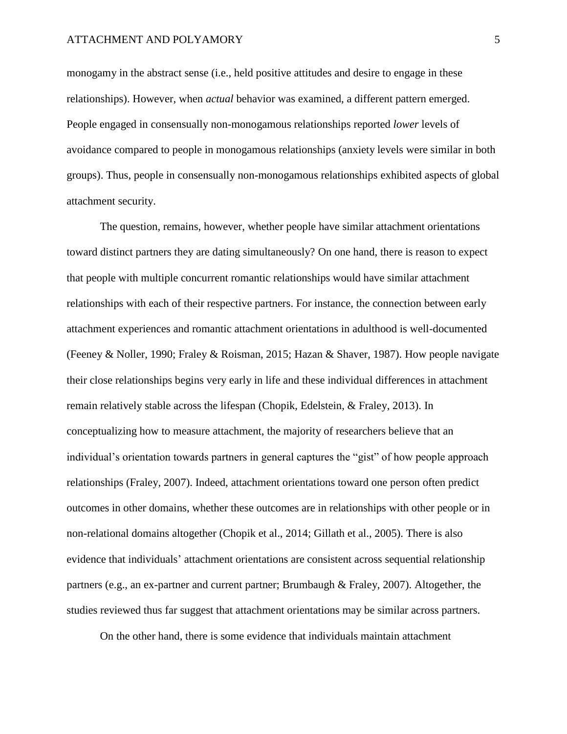monogamy in the abstract sense (i.e., held positive attitudes and desire to engage in these relationships). However, when *actual* behavior was examined, a different pattern emerged. People engaged in consensually non-monogamous relationships reported *lower* levels of avoidance compared to people in monogamous relationships (anxiety levels were similar in both groups). Thus, people in consensually non-monogamous relationships exhibited aspects of global attachment security.

The question, remains, however, whether people have similar attachment orientations toward distinct partners they are dating simultaneously? On one hand, there is reason to expect that people with multiple concurrent romantic relationships would have similar attachment relationships with each of their respective partners. For instance, the connection between early attachment experiences and romantic attachment orientations in adulthood is well-documented (Feeney & Noller, 1990; Fraley & Roisman, 2015; Hazan & Shaver, 1987). How people navigate their close relationships begins very early in life and these individual differences in attachment remain relatively stable across the lifespan (Chopik, Edelstein, & Fraley, 2013). In conceptualizing how to measure attachment, the majority of researchers believe that an individual's orientation towards partners in general captures the "gist" of how people approach relationships (Fraley, 2007). Indeed, attachment orientations toward one person often predict outcomes in other domains, whether these outcomes are in relationships with other people or in non-relational domains altogether (Chopik et al., 2014; Gillath et al., 2005). There is also evidence that individuals' attachment orientations are consistent across sequential relationship partners (e.g., an ex-partner and current partner; Brumbaugh & Fraley, 2007). Altogether, the studies reviewed thus far suggest that attachment orientations may be similar across partners.

On the other hand, there is some evidence that individuals maintain attachment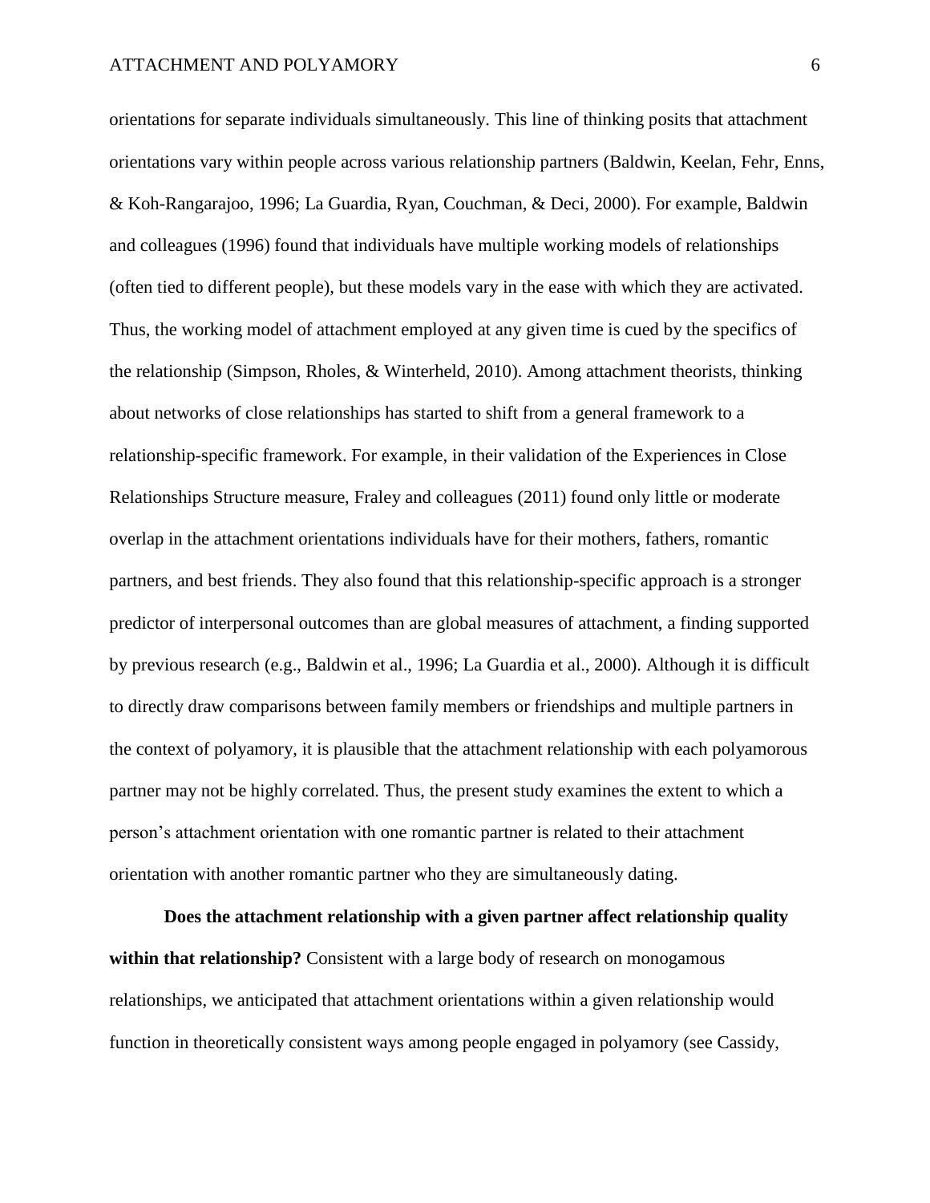orientations for separate individuals simultaneously. This line of thinking posits that attachment orientations vary within people across various relationship partners (Baldwin, Keelan, Fehr, Enns, & Koh-Rangarajoo, 1996; La Guardia, Ryan, Couchman, & Deci, 2000). For example, Baldwin and colleagues (1996) found that individuals have multiple working models of relationships (often tied to different people), but these models vary in the ease with which they are activated. Thus, the working model of attachment employed at any given time is cued by the specifics of the relationship (Simpson, Rholes, & Winterheld, 2010). Among attachment theorists, thinking about networks of close relationships has started to shift from a general framework to a relationship-specific framework. For example, in their validation of the Experiences in Close Relationships Structure measure, Fraley and colleagues (2011) found only little or moderate overlap in the attachment orientations individuals have for their mothers, fathers, romantic partners, and best friends. They also found that this relationship-specific approach is a stronger predictor of interpersonal outcomes than are global measures of attachment, a finding supported by previous research (e.g., Baldwin et al., 1996; La Guardia et al., 2000). Although it is difficult to directly draw comparisons between family members or friendships and multiple partners in the context of polyamory, it is plausible that the attachment relationship with each polyamorous partner may not be highly correlated. Thus, the present study examines the extent to which a person's attachment orientation with one romantic partner is related to their attachment orientation with another romantic partner who they are simultaneously dating.

**Does the attachment relationship with a given partner affect relationship quality within that relationship?** Consistent with a large body of research on monogamous relationships, we anticipated that attachment orientations within a given relationship would function in theoretically consistent ways among people engaged in polyamory (see Cassidy,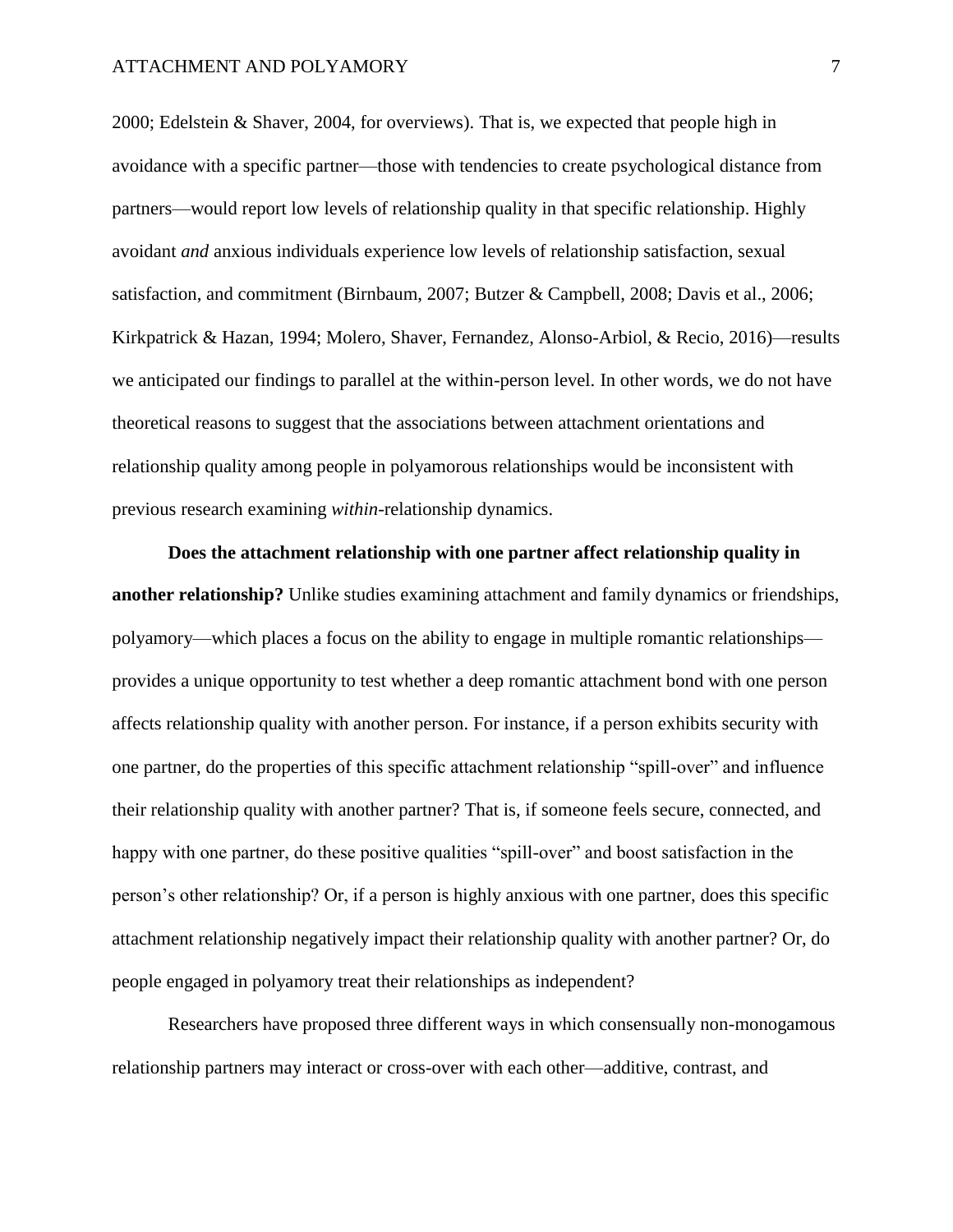2000; Edelstein & Shaver, 2004, for overviews). That is, we expected that people high in avoidance with a specific partner—those with tendencies to create psychological distance from partners—would report low levels of relationship quality in that specific relationship. Highly avoidant *and* anxious individuals experience low levels of relationship satisfaction, sexual satisfaction, and commitment (Birnbaum, 2007; Butzer & Campbell, 2008; Davis et al., 2006; Kirkpatrick & Hazan, 1994; Molero, Shaver, Fernandez, Alonso-Arbiol, & Recio, 2016)—results we anticipated our findings to parallel at the within-person level. In other words, we do not have theoretical reasons to suggest that the associations between attachment orientations and relationship quality among people in polyamorous relationships would be inconsistent with previous research examining *within*-relationship dynamics.

**Does the attachment relationship with one partner affect relationship quality in another relationship?** Unlike studies examining attachment and family dynamics or friendships, polyamory—which places a focus on the ability to engage in multiple romantic relationships—provides a unique opportunity to test whether a deep romantic attachment bond with one person affects relationship quality with another person. For instance, if a person exhibits security with one partner, do the properties of this specific attachment relationship "spill-over" and influence their relationship quality with another partner? That is, if someone feels secure, connected, and happy with one partner, do these positive qualities "spill-over" and boost satisfaction in the person's other relationship? Or, if a person is highly anxious with one partner, does this specific attachment relationship negatively impact their relationship quality with another partner? Or, do people engaged in polyamory treat their relationships as independent?

Researchers have proposed three different ways in which consensually non-monogamous relationship partners may interact or cross-over with each other—additive, contrast, and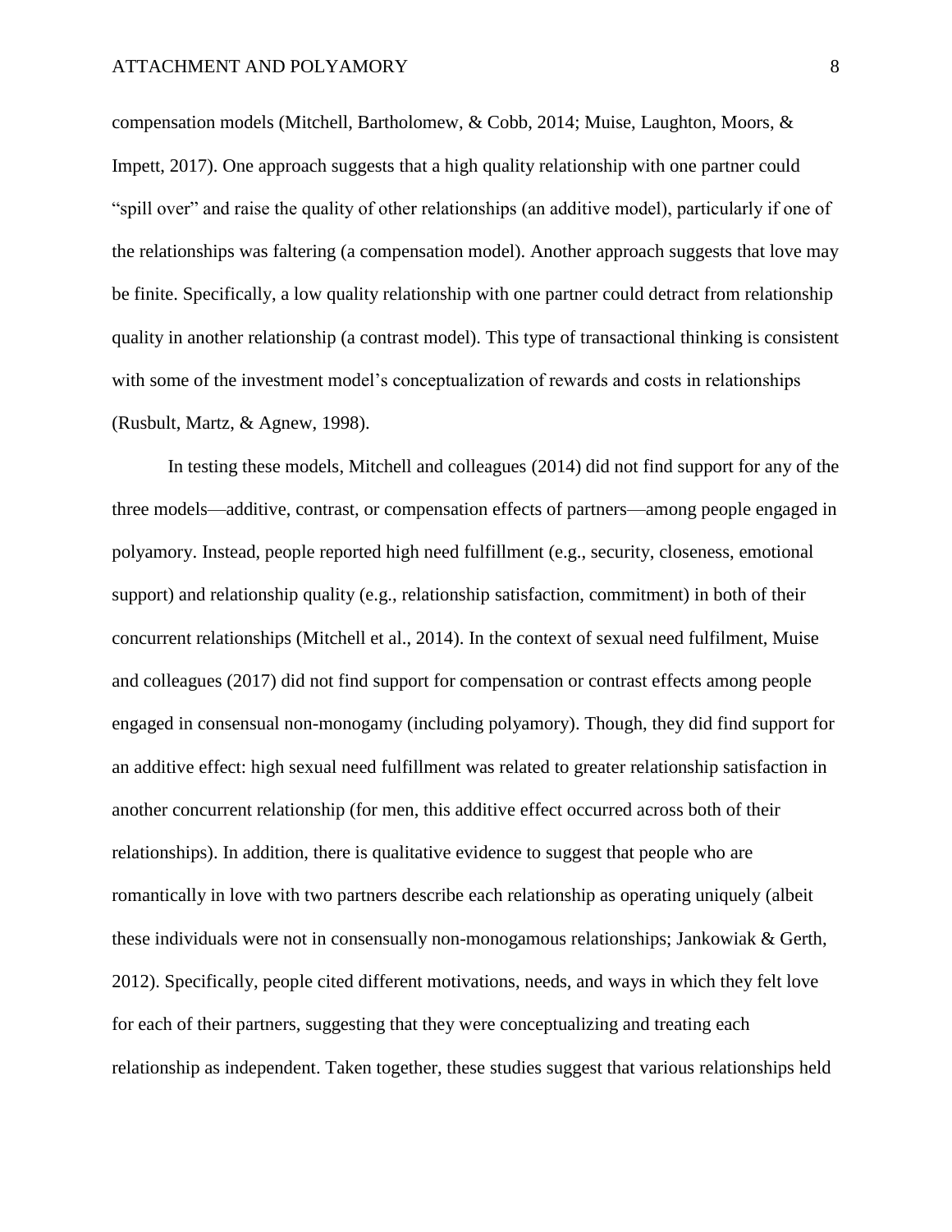compensation models (Mitchell, Bartholomew, & Cobb, 2014; Muise, Laughton, Moors, & Impett, 2017). One approach suggests that a high quality relationship with one partner could "spill over" and raise the quality of other relationships (an additive model), particularly if one of the relationships was faltering (a compensation model). Another approach suggests that love may be finite. Specifically, a low quality relationship with one partner could detract from relationship quality in another relationship (a contrast model). This type of transactional thinking is consistent with some of the investment model's conceptualization of rewards and costs in relationships (Rusbult, Martz, & Agnew, 1998).

In testing these models, Mitchell and colleagues (2014) did not find support for any of the three models—additive, contrast, or compensation effects of partners—among people engaged in polyamory. Instead, people reported high need fulfillment (e.g., security, closeness, emotional support) and relationship quality (e.g., relationship satisfaction, commitment) in both of their concurrent relationships (Mitchell et al., 2014). In the context of sexual need fulfilment, Muise and colleagues (2017) did not find support for compensation or contrast effects among people engaged in consensual non-monogamy (including polyamory). Though, they did find support for an additive effect: high sexual need fulfillment was related to greater relationship satisfaction in another concurrent relationship (for men, this additive effect occurred across both of their relationships). In addition, there is qualitative evidence to suggest that people who are romantically in love with two partners describe each relationship as operating uniquely (albeit these individuals were not in consensually non-monogamous relationships; Jankowiak & Gerth, 2012). Specifically, people cited different motivations, needs, and ways in which they felt love for each of their partners, suggesting that they were conceptualizing and treating each relationship as independent. Taken together, these studies suggest that various relationships held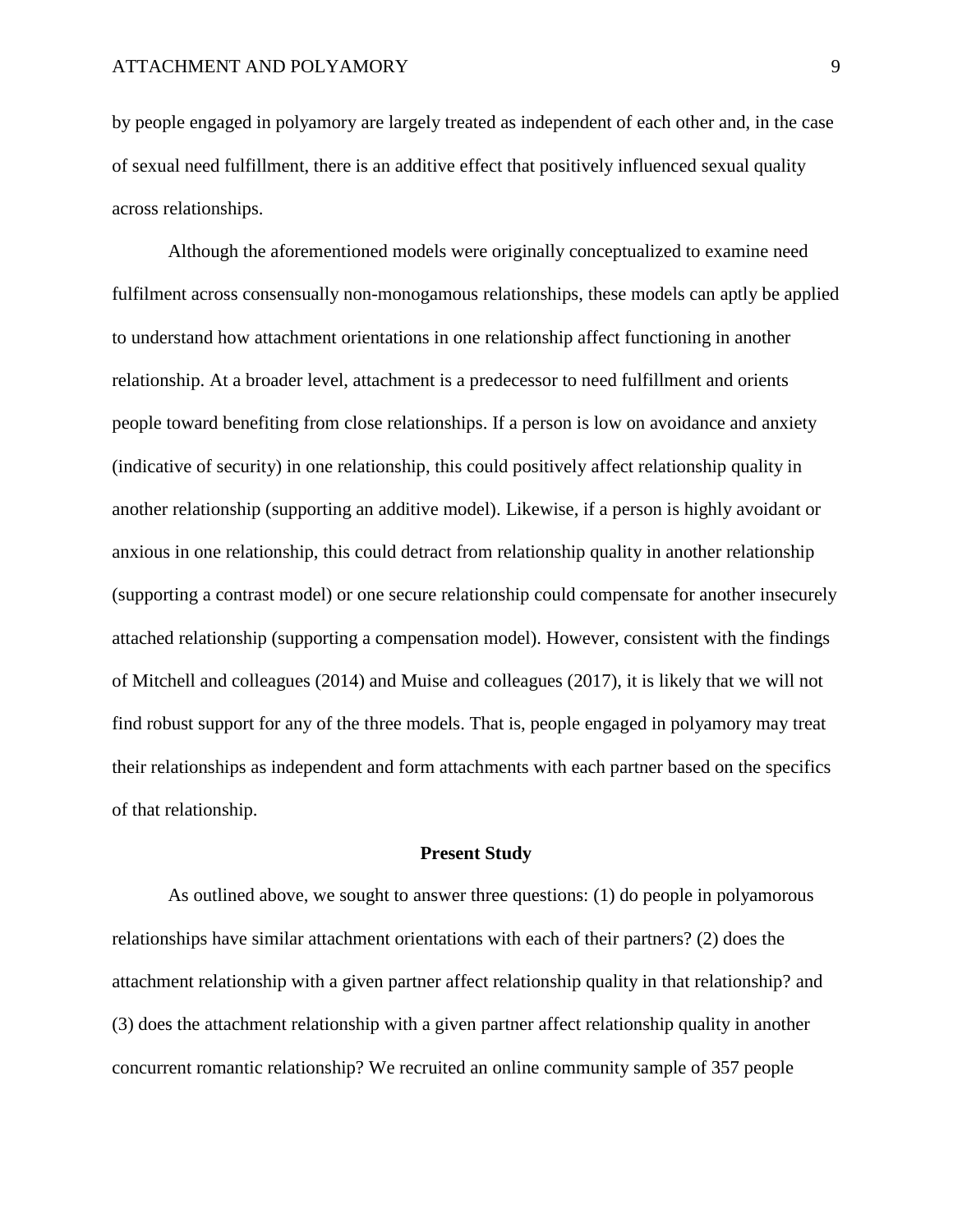by people engaged in polyamory are largely treated as independent of each other and, in the case of sexual need fulfillment, there is an additive effect that positively influenced sexual quality across relationships.

Although the aforementioned models were originally conceptualized to examine need fulfilment across consensually non-monogamous relationships, these models can aptly be applied to understand how attachment orientations in one relationship affect functioning in another relationship. At a broader level, attachment is a predecessor to need fulfillment and orients people toward benefiting from close relationships. If a person is low on avoidance and anxiety (indicative of security) in one relationship, this could positively affect relationship quality in another relationship (supporting an additive model). Likewise, if a person is highly avoidant or anxious in one relationship, this could detract from relationship quality in another relationship (supporting a contrast model) or one secure relationship could compensate for another insecurely attached relationship (supporting a compensation model). However, consistent with the findings of Mitchell and colleagues (2014) and Muise and colleagues (2017), it is likely that we will not find robust support for any of the three models. That is, people engaged in polyamory may treat their relationships as independent and form attachments with each partner based on the specifics of that relationship.

## Present Study

As outlined above, we sought to answer three questions: (1) do people in polyamorous relationships have similar attachment orientations with each of their partners? (2) does the attachment relationship with a given partner affect relationship quality in that relationship? and (3) does the attachment relationship with a given partner affect relationship quality in another concurrent romantic relationship? We recruited an online community sample of 357 people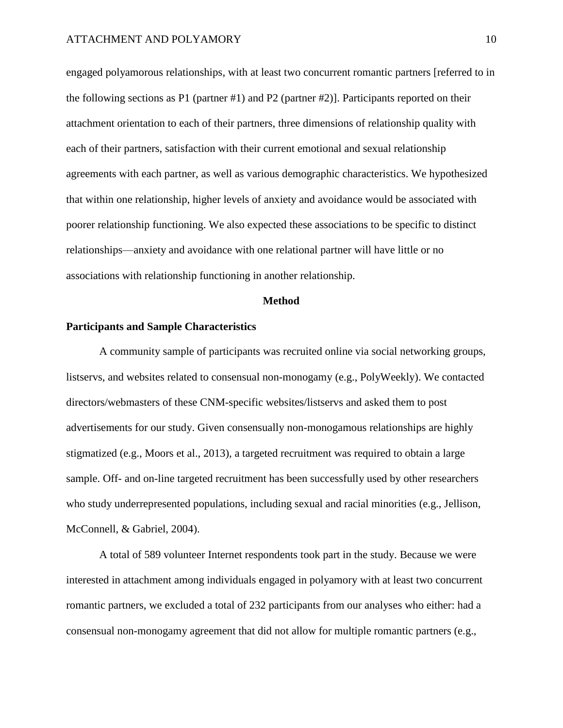engaged polyamorous relationships, with at least two concurrent romantic partners [referred to in the following sections as P1 (partner #1) and P2 (partner #2)]. Participants reported on their attachment orientation to each of their partners, three dimensions of relationship quality with each of their partners, satisfaction with their current emotional and sexual relationship agreements with each partner, as well as various demographic characteristics. We hypothesized that within one relationship, higher levels of anxiety and avoidance would be associated with poorer relationship functioning. We also expected these associations to be specific to distinct relationships—anxiety and avoidance with one relational partner will have little or no associations with relationship functioning in another relationship.

## Method

### Participants and Sample Characteristics

A community sample of participants was recruited online via social networking groups, listservs, and websites related to consensual non-monogamy (e.g., PolyWeekly). We contacted directors/webmasters of these CNM-specific websites/listservs and asked them to post advertisements for our study. Given consensually non-monogamous relationships are highly stigmatized (e.g., Moors et al., 2013), a targeted recruitment was required to obtain a large sample. Off- and on-line targeted recruitment has been successfully used by other researchers who study underrepresented populations, including sexual and racial minorities (e.g., Jellison, McConnell, & Gabriel, 2004).

A total of 589 volunteer Internet respondents took part in the study. Because we were interested in attachment among individuals engaged in polyamory with at least two concurrent romantic partners, we excluded a total of 232 participants from our analyses who either: had a consensual non-monogamy agreement that did not allow for multiple romantic partners (e.g.,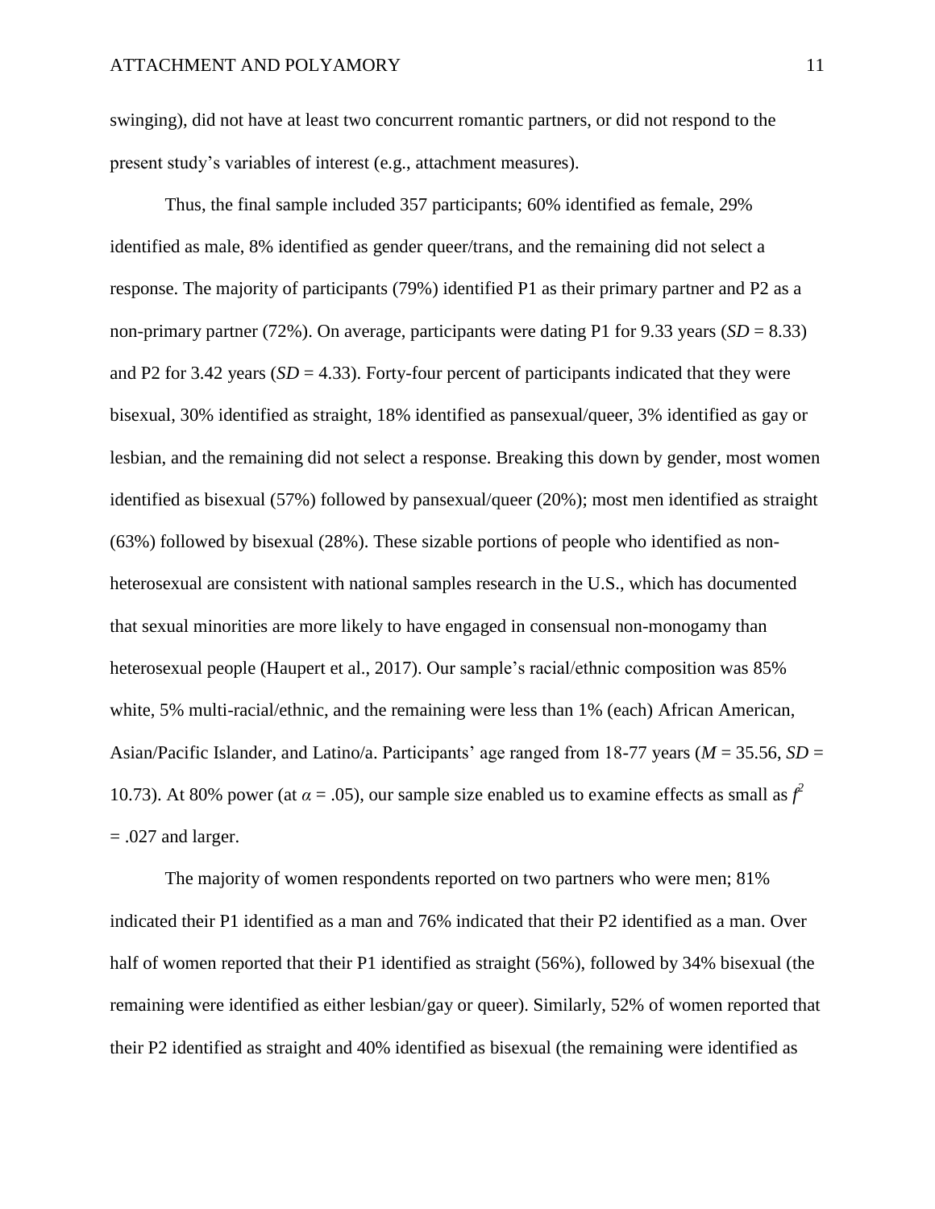swinging), did not have at least two concurrent romantic partners, or did not respond to the present study's variables of interest (e.g., attachment measures).

Thus, the final sample included 357 participants; 60% identified as female, 29% identified as male, 8% identified as gender queer/trans, and the remaining did not select a response. The majority of participants (79%) identified P1 as their primary partner and P2 as a non-primary partner (72%). On average, participants were dating P1 for 9.33 years ($SD$ = 8.33) and P2 for 3.42 years ($SD$ = 4.33). Forty-four percent of participants indicated that they were bisexual, 30% identified as straight, 18% identified as pansexual/queer, 3% identified as gay or lesbian, and the remaining did not select a response. Breaking this down by gender, most women identified as bisexual (57%) followed by pansexual/queer (20%); most men identified as straight (63%) followed by bisexual (28%). These sizable portions of people who identified as non-heterosexual are consistent with national samples research in the U.S., which has documented that sexual minorities are more likely to have engaged in consensual non-monogamy than heterosexual people (Haupert et al., 2017). Our sample's racial/ethnic composition was 85% white, 5% multi-racial/ethnic, and the remaining were less than 1% (each) African American, Asian/Pacific Islander, and Latino/a. Participants' age ranged from 18-77 years ($M$ = 35.56, $SD$ = 10.73). At 80% power (at $\alpha$ = .05), our sample size enabled us to examine effects as small as $f^2$ = .027 and larger.

The majority of women respondents reported on two partners who were men; 81% indicated their P1 identified as a man and 76% indicated that their P2 identified as a man. Over half of women reported that their P1 identified as straight (56%), followed by 34% bisexual (the remaining were identified as either lesbian/gay or queer). Similarly, 52% of women reported that their P2 identified as straight and 40% identified as bisexual (the remaining were identified as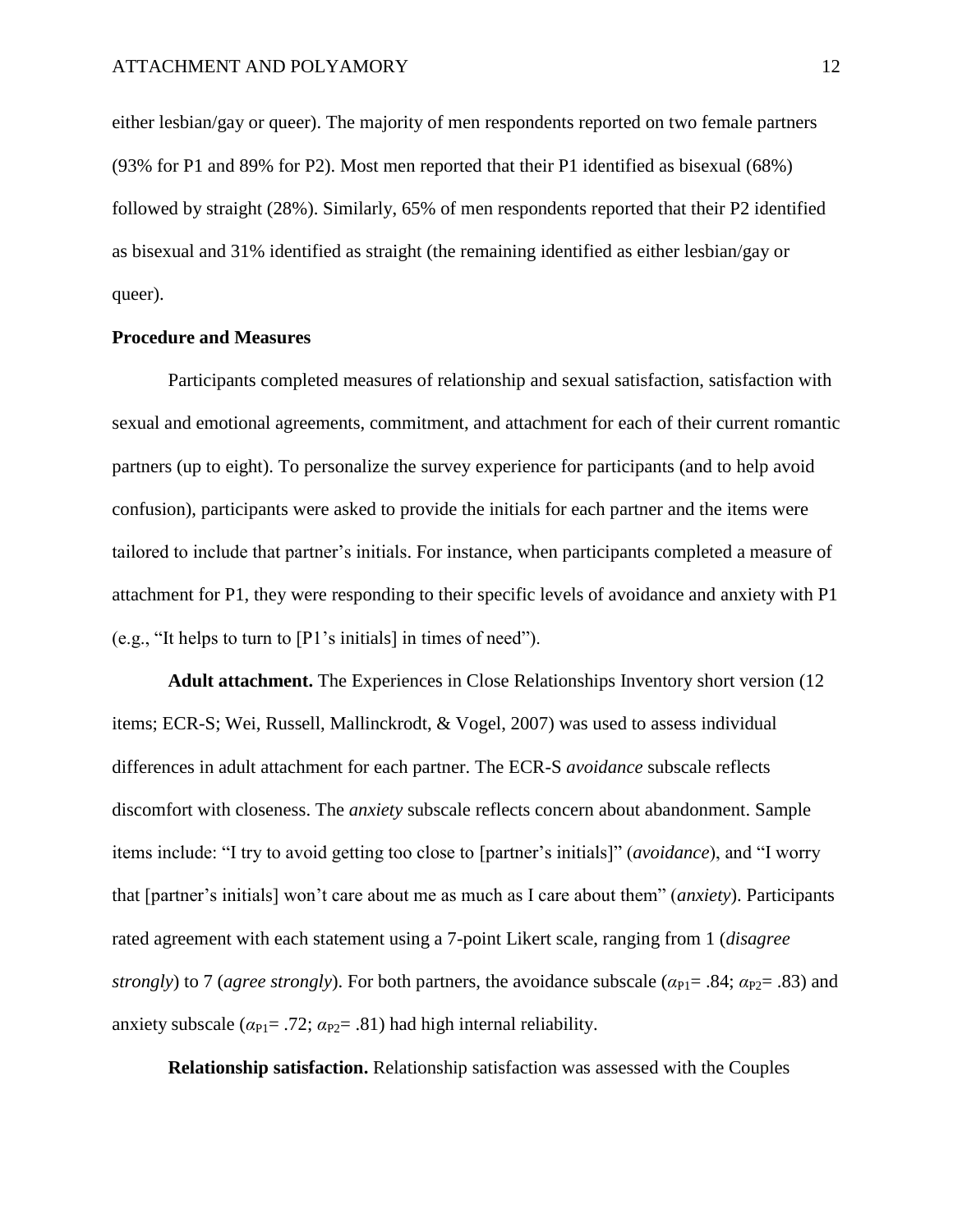either lesbian/gay or queer). The majority of men respondents reported on two female partners (93% for P1 and 89% for P2). Most men reported that their P1 identified as bisexual (68%) followed by straight (28%). Similarly, 65% of men respondents reported that their P2 identified as bisexual and 31% identified as straight (the remaining identified as either lesbian/gay or queer).

**Procedure and Measures**

Participants completed measures of relationship and sexual satisfaction, satisfaction with sexual and emotional agreements, commitment, and attachment for each of their current romantic partners (up to eight). To personalize the survey experience for participants (and to help avoid confusion), participants were asked to provide the initials for each partner and the items were tailored to include that partner's initials. For instance, when participants completed a measure of attachment for P1, they were responding to their specific levels of avoidance and anxiety with P1 (e.g., "It helps to turn to [P1's initials] in times of need").

**Adult attachment.** The Experiences in Close Relationships Inventory short version (12 items; ECR-S; Wei, Russell, Mallinckrodt, & Vogel, 2007) was used to assess individual differences in adult attachment for each partner. The ECR-S *avoidance* subscale reflects discomfort with closeness. The *anxiety* subscale reflects concern about abandonment. Sample items include: "I try to avoid getting too close to [partner's initials]" (*avoidance*), and "I worry that [partner's initials] won't care about me as much as I care about them" (*anxiety*). Participants rated agreement with each statement using a 7-point Likert scale, ranging from 1 (*disagree strongly*) to 7 (*agree strongly*). For both partners, the avoidance subscale ($\alpha_{P1}$= .84; $\alpha_{P2}$= .83) and anxiety subscale ($\alpha_{P1}$= .72; $\alpha_{P2}$= .81) had high internal reliability.

**Relationship satisfaction.** Relationship satisfaction was assessed with the Couples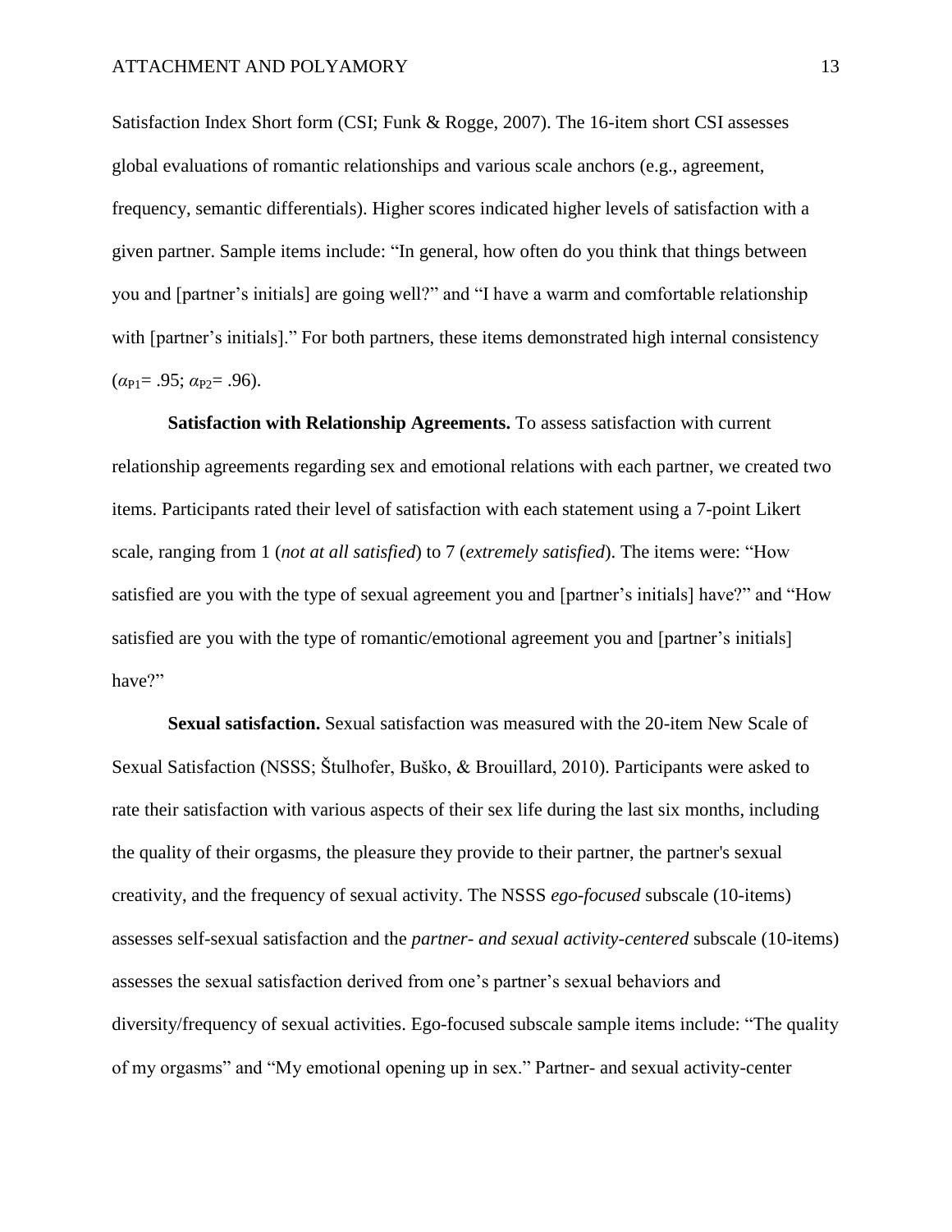Satisfaction Index Short form (CSI; Funk & Rogge, 2007). The 16-item short CSI assesses global evaluations of romantic relationships and various scale anchors (e.g., agreement, frequency, semantic differentials). Higher scores indicated higher levels of satisfaction with a given partner. Sample items include: "In general, how often do you think that things between you and [partner's initials] are going well?" and "I have a warm and comfortable relationship with [partner's initials]." For both partners, these items demonstrated high internal consistency ($\alpha_{P1}$= .95; $\alpha_{P2}$= .96).

**Satisfaction with Relationship Agreements.** To assess satisfaction with current relationship agreements regarding sex and emotional relations with each partner, we created two items. Participants rated their level of satisfaction with each statement using a 7-point Likert scale, ranging from 1 (*not at all satisfied*) to 7 (*extremely satisfied*). The items were: "How satisfied are you with the type of sexual agreement you and [partner's initials] have?" and "How satisfied are you with the type of romantic/emotional agreement you and [partner's initials] have?"

**Sexual satisfaction.** Sexual satisfaction was measured with the 20-item New Scale of Sexual Satisfaction (NSSS; Štulhofer, Buško, & Brouillard, 2010). Participants were asked to rate their satisfaction with various aspects of their sex life during the last six months, including the quality of their orgasms, the pleasure they provide to their partner, the partner's sexual creativity, and the frequency of sexual activity. The NSSS *ego-focused* subscale (10-items) assesses self-sexual satisfaction and the *partner- and sexual activity-centered* subscale (10-items) assesses the sexual satisfaction derived from one's partner's sexual behaviors and diversity/frequency of sexual activities. Ego-focused subscale sample items include: "The quality of my orgasms" and "My emotional opening up in sex." Partner- and sexual activity-center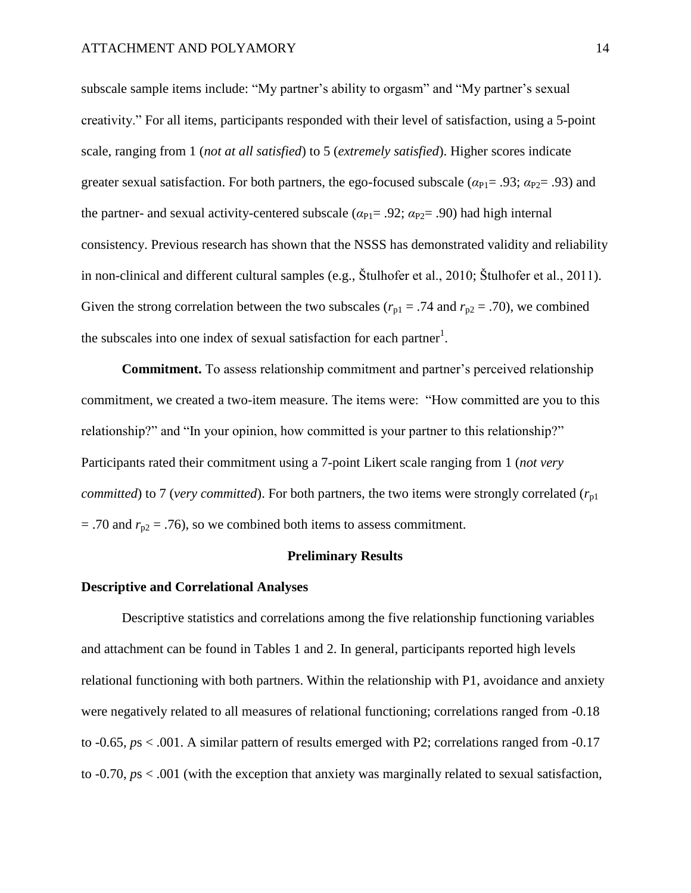subscale sample items include: "My partner's ability to orgasm" and "My partner's sexual creativity." For all items, participants responded with their level of satisfaction, using a 5-point scale, ranging from 1 (*not at all satisfied*) to 5 (*extremely satisfied*). Higher scores indicate greater sexual satisfaction. For both partners, the ego-focused subscale ($\alpha_{P1}$= .93; $\alpha_{P2}$= .93) and the partner- and sexual activity-centered subscale ($\alpha_{P1}$= .92; $\alpha_{P2}$= .90) had high internal consistency. Previous research has shown that the NSSS has demonstrated validity and reliability in non-clinical and different cultural samples (e.g., Štulhofer et al., 2010; Štulhofer et al., 2011). Given the strong correlation between the two subscales ($r_{p1}$ = .74 and $r_{p2}$ = .70), we combined the subscales into one index of sexual satisfaction for each partner[1].

**Commitment.** To assess relationship commitment and partner's perceived relationship commitment, we created a two-item measure. The items were: "How committed are you to this relationship?" and "In your opinion, how committed is your partner to this relationship?" Participants rated their commitment using a 7-point Likert scale ranging from 1 (*not very committed*) to 7 (*very committed*). For both partners, the two items were strongly correlated ($r_{p1}$ = .70 and $r_{p2}$ = .76), so we combined both items to assess commitment.

# Preliminary Results

## Descriptive and Correlational Analyses

Descriptive statistics and correlations among the five relationship functioning variables and attachment can be found in Tables 1 and 2. In general, participants reported high levels relational functioning with both partners. Within the relationship with P1, avoidance and anxiety were negatively related to all measures of relational functioning; correlations ranged from -0.18 to -0.65, *p*s < .001. A similar pattern of results emerged with P2; correlations ranged from -0.17 to -0.70, *p*s < .001 (with the exception that anxiety was marginally related to sexual satisfaction,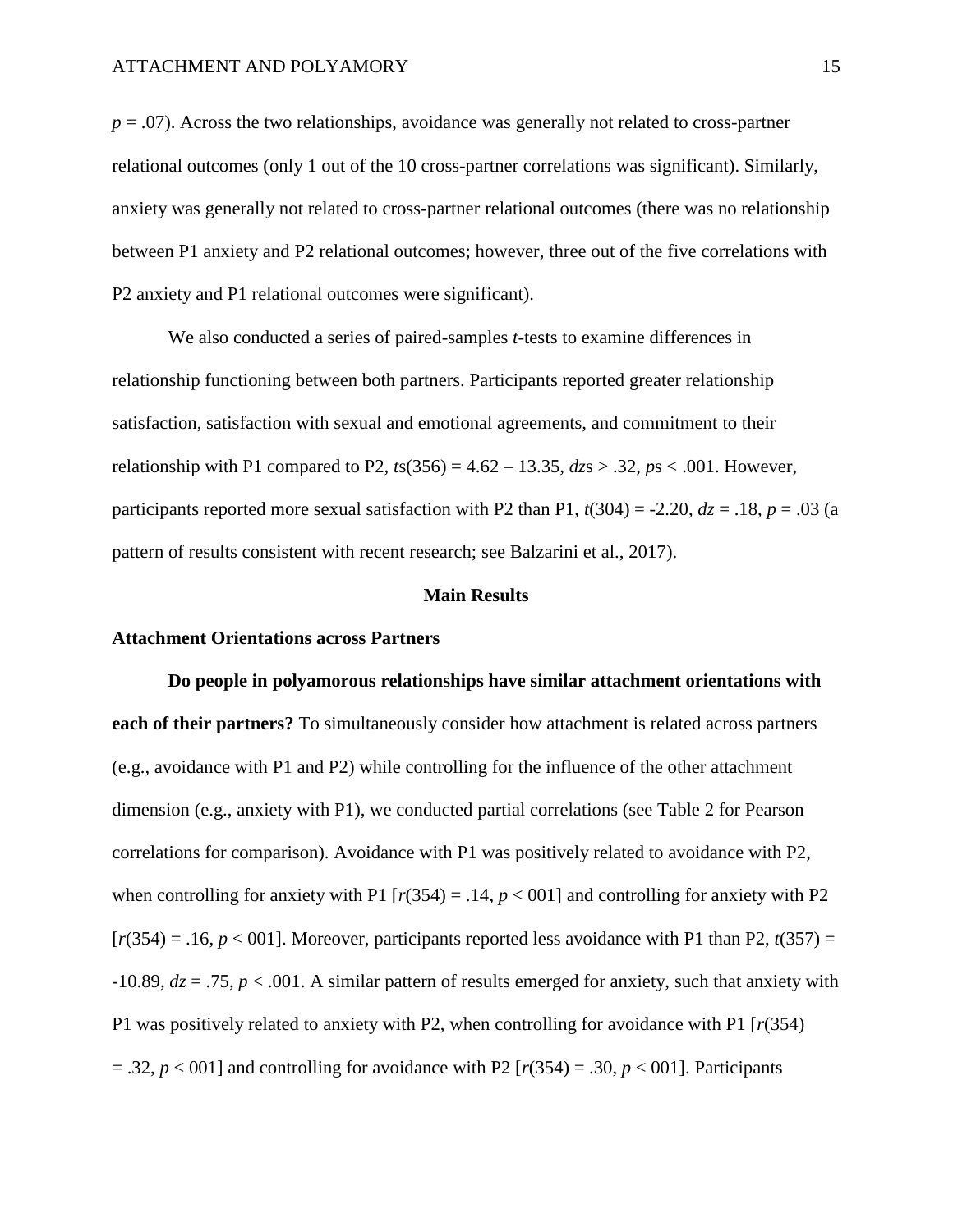$p = .07$). Across the two relationships, avoidance was generally not related to cross-partner relational outcomes (only 1 out of the 10 cross-partner correlations was significant). Similarly, anxiety was generally not related to cross-partner relational outcomes (there was no relationship between P1 anxiety and P2 relational outcomes; however, three out of the five correlations with P2 anxiety and P1 relational outcomes were significant).

We also conducted a series of paired-samples *t*-tests to examine differences in relationship functioning between both partners. Participants reported greater relationship satisfaction, satisfaction with sexual and emotional agreements, and commitment to their relationship with P1 compared to P2, $ts(356) = 4.62 – 13.35$, $dzs > .32$, $ps < .001$. However, participants reported more sexual satisfaction with P2 than P1, $t(304) = -2.20$, $dz = .18$, $p = .03$ (a pattern of results consistent with recent research; see Balzarini et al., 2017).

## Main Results

### Attachment Orientations across Partners

**Do people in polyamorous relationships have similar attachment orientations with each of their partners?** To simultaneously consider how attachment is related across partners (e.g., avoidance with P1 and P2) while controlling for the influence of the other attachment dimension (e.g., anxiety with P1), we conducted partial correlations (see Table 2 for Pearson correlations for comparison). Avoidance with P1 was positively related to avoidance with P2, when controlling for anxiety with P1 [$r(354) = .14$, $p < 001$] and controlling for anxiety with P2 [$r(354) = .16$, $p < 001$]. Moreover, participants reported less avoidance with P1 than P2, $t(357) = -10.89$, $dz = .75$, $p < .001$. A similar pattern of results emerged for anxiety, such that anxiety with P1 was positively related to anxiety with P2, when controlling for avoidance with P1 [$r(354) = .32$, $p < 001$] and controlling for avoidance with P2 [$r(354) = .30$, $p < 001$]. Participants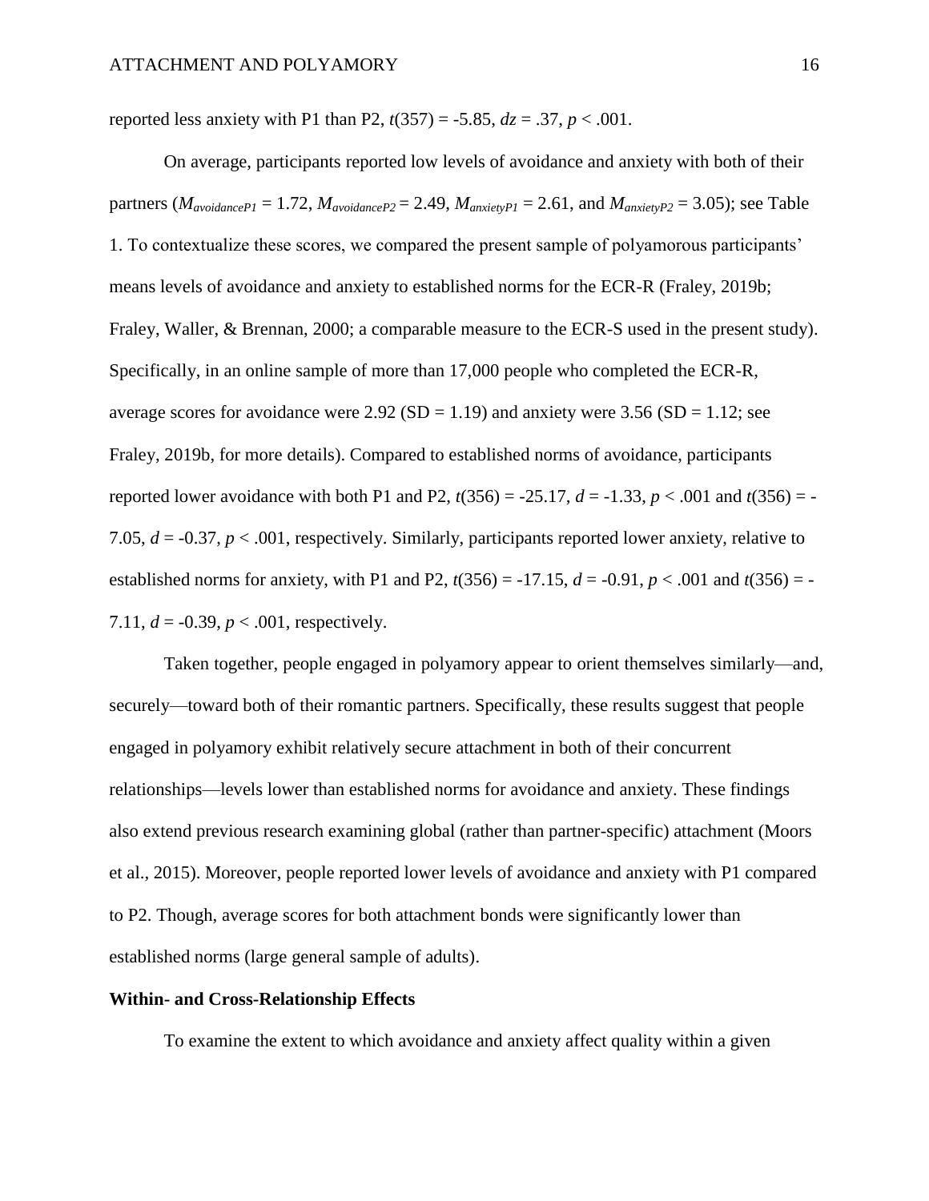reported less anxiety with P1 than P2, $t(357) = -5.85$, $dz = .37$, $p < .001$.

On average, participants reported low levels of avoidance and anxiety with both of their partners ($M_{avoidanceP1} = 1.72$, $M_{avoidanceP2} = 2.49$, $M_{anxietyP1} = 2.61$, and $M_{anxietyP2} = 3.05$); see Table 1. To contextualize these scores, we compared the present sample of polyamorous participants' means levels of avoidance and anxiety to established norms for the ECR-R (Fraley, 2019b; Fraley, Waller, & Brennan, 2000; a comparable measure to the ECR-S used in the present study). Specifically, in an online sample of more than 17,000 people who completed the ECR-R, average scores for avoidance were 2.92 (SD = 1.19) and anxiety were 3.56 (SD = 1.12; see Fraley, 2019b, for more details). Compared to established norms of avoidance, participants reported lower avoidance with both P1 and P2, $t(356) = -25.17$, $d = -1.33$, $p < .001$ and $t(356) = -7.05$, $d = -0.37$, $p < .001$, respectively. Similarly, participants reported lower anxiety, relative to established norms for anxiety, with P1 and P2, $t(356) = -17.15$, $d = -0.91$, $p < .001$ and $t(356) = -7.11$, $d = -0.39$, $p < .001$, respectively.

Taken together, people engaged in polyamory appear to orient themselves similarly—and, securely—toward both of their romantic partners. Specifically, these results suggest that people engaged in polyamory exhibit relatively secure attachment in both of their concurrent relationships—levels lower than established norms for avoidance and anxiety. These findings also extend previous research examining global (rather than partner-specific) attachment (Moors et al., 2015). Moreover, people reported lower levels of avoidance and anxiety with P1 compared to P2. Though, average scores for both attachment bonds were significantly lower than established norms (large general sample of adults).

**Within- and Cross-Relationship Effects**

To examine the extent to which avoidance and anxiety affect quality within a given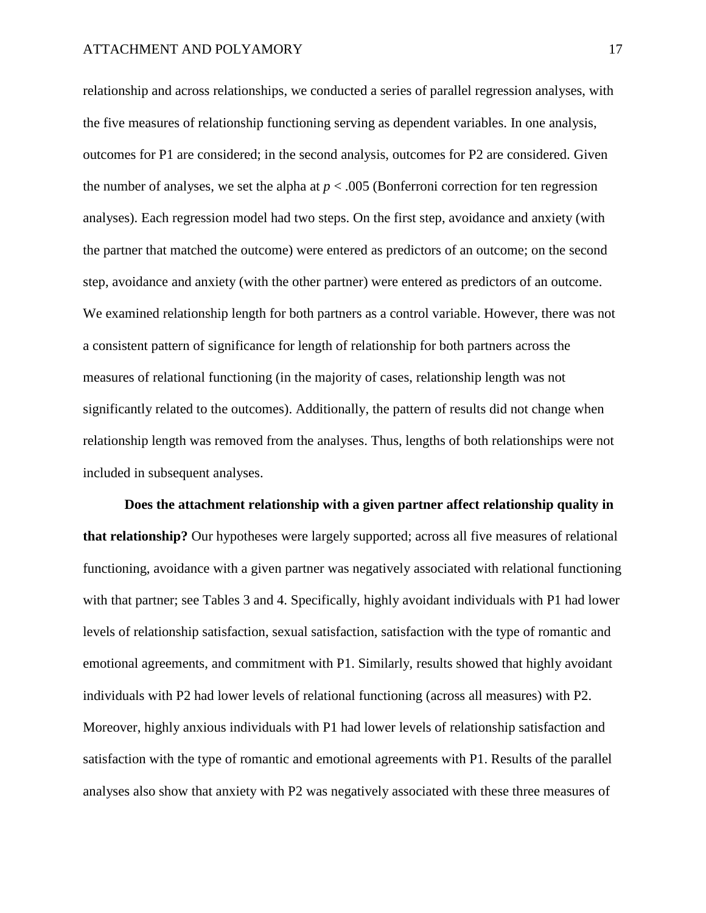relationship and across relationships, we conducted a series of parallel regression analyses, with the five measures of relationship functioning serving as dependent variables. In one analysis, outcomes for P1 are considered; in the second analysis, outcomes for P2 are considered. Given the number of analyses, we set the alpha at $p < .005$ (Bonferroni correction for ten regression analyses). Each regression model had two steps. On the first step, avoidance and anxiety (with the partner that matched the outcome) were entered as predictors of an outcome; on the second step, avoidance and anxiety (with the other partner) were entered as predictors of an outcome. We examined relationship length for both partners as a control variable. However, there was not a consistent pattern of significance for length of relationship for both partners across the measures of relational functioning (in the majority of cases, relationship length was not significantly related to the outcomes). Additionally, the pattern of results did not change when relationship length was removed from the analyses. Thus, lengths of both relationships were not included in subsequent analyses.

**Does the attachment relationship with a given partner affect relationship quality in that relationship?** Our hypotheses were largely supported; across all five measures of relational functioning, avoidance with a given partner was negatively associated with relational functioning with that partner; see Tables 3 and 4. Specifically, highly avoidant individuals with P1 had lower levels of relationship satisfaction, sexual satisfaction, satisfaction with the type of romantic and emotional agreements, and commitment with P1. Similarly, results showed that highly avoidant individuals with P2 had lower levels of relational functioning (across all measures) with P2. Moreover, highly anxious individuals with P1 had lower levels of relationship satisfaction and satisfaction with the type of romantic and emotional agreements with P1. Results of the parallel analyses also show that anxiety with P2 was negatively associated with these three measures of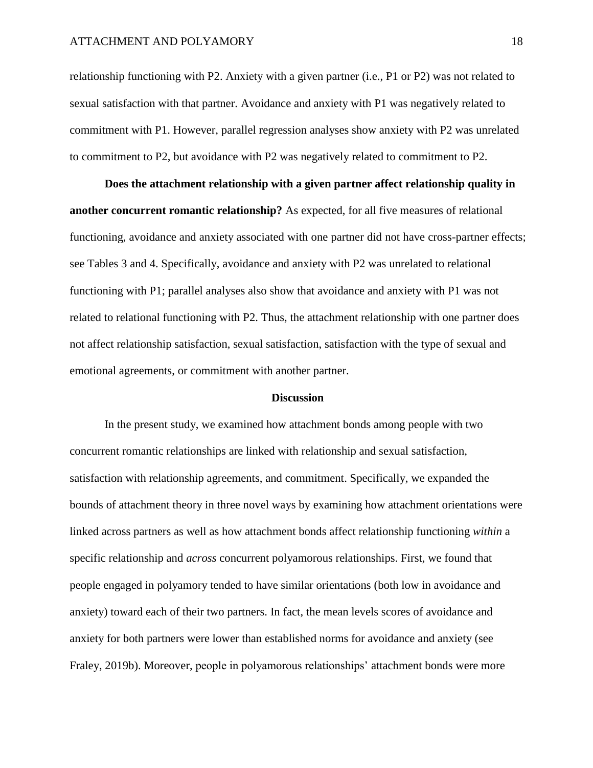relationship functioning with P2. Anxiety with a given partner (i.e., P1 or P2) was not related to sexual satisfaction with that partner. Avoidance and anxiety with P1 was negatively related to commitment with P1. However, parallel regression analyses show anxiety with P2 was unrelated to commitment to P2, but avoidance with P2 was negatively related to commitment to P2.

**Does the attachment relationship with a given partner affect relationship quality in another concurrent romantic relationship?** As expected, for all five measures of relational functioning, avoidance and anxiety associated with one partner did not have cross-partner effects; see Tables 3 and 4. Specifically, avoidance and anxiety with P2 was unrelated to relational functioning with P1; parallel analyses also show that avoidance and anxiety with P1 was not related to relational functioning with P2. Thus, the attachment relationship with one partner does not affect relationship satisfaction, sexual satisfaction, satisfaction with the type of sexual and emotional agreements, or commitment with another partner.

## Discussion

In the present study, we examined how attachment bonds among people with two concurrent romantic relationships are linked with relationship and sexual satisfaction, satisfaction with relationship agreements, and commitment. Specifically, we expanded the bounds of attachment theory in three novel ways by examining how attachment orientations were linked across partners as well as how attachment bonds affect relationship functioning *within* a specific relationship and *across* concurrent polyamorous relationships. First, we found that people engaged in polyamory tended to have similar orientations (both low in avoidance and anxiety) toward each of their two partners. In fact, the mean levels scores of avoidance and anxiety for both partners were lower than established norms for avoidance and anxiety (see Fraley, 2019b). Moreover, people in polyamorous relationships' attachment bonds were more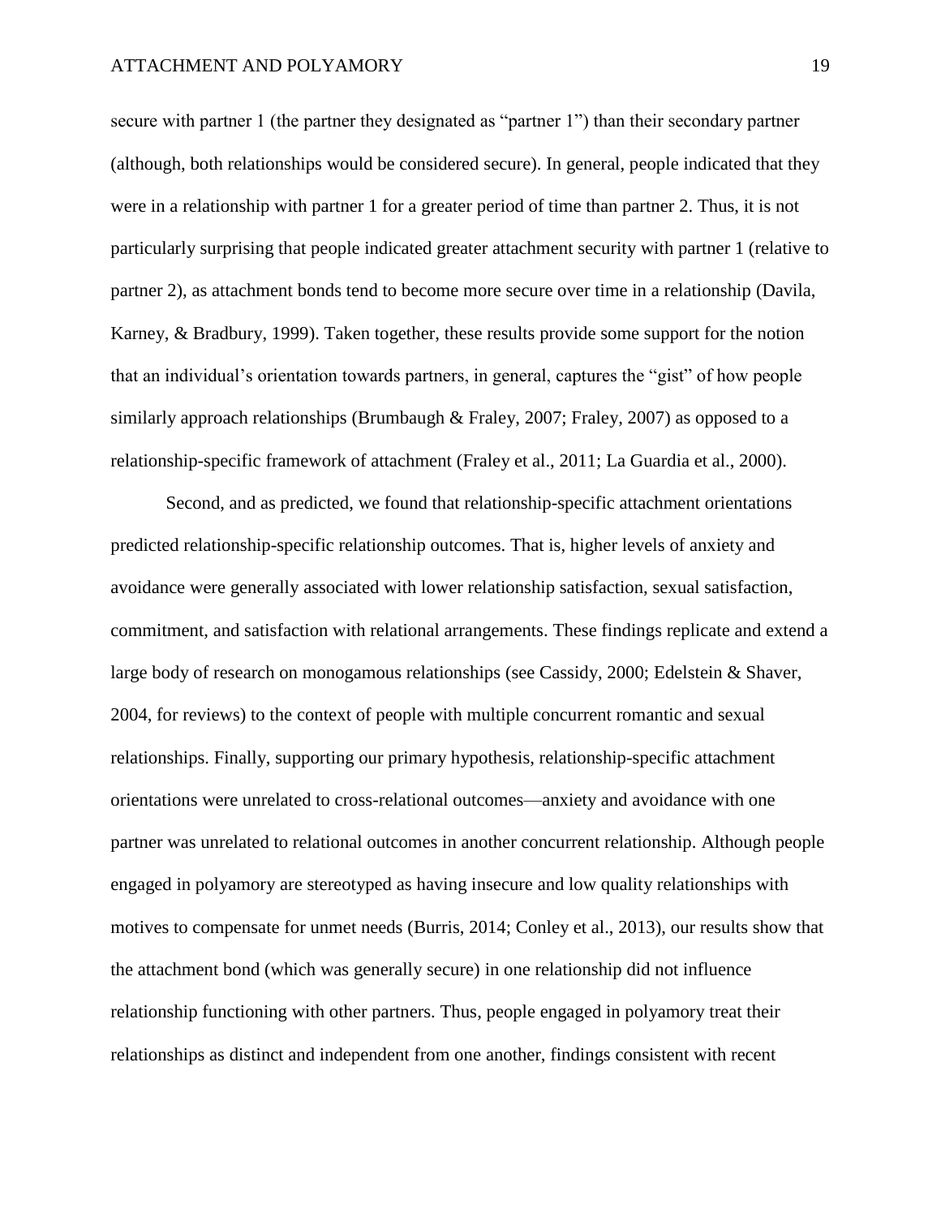secure with partner 1 (the partner they designated as "partner 1") than their secondary partner (although, both relationships would be considered secure). In general, people indicated that they were in a relationship with partner 1 for a greater period of time than partner 2. Thus, it is not particularly surprising that people indicated greater attachment security with partner 1 (relative to partner 2), as attachment bonds tend to become more secure over time in a relationship (Davila, Karney, & Bradbury, 1999). Taken together, these results provide some support for the notion that an individual's orientation towards partners, in general, captures the "gist" of how people similarly approach relationships (Brumbaugh & Fraley, 2007; Fraley, 2007) as opposed to a relationship-specific framework of attachment (Fraley et al., 2011; La Guardia et al., 2000).

Second, and as predicted, we found that relationship-specific attachment orientations predicted relationship-specific relationship outcomes. That is, higher levels of anxiety and avoidance were generally associated with lower relationship satisfaction, sexual satisfaction, commitment, and satisfaction with relational arrangements. These findings replicate and extend a large body of research on monogamous relationships (see Cassidy, 2000; Edelstein & Shaver, 2004, for reviews) to the context of people with multiple concurrent romantic and sexual relationships. Finally, supporting our primary hypothesis, relationship-specific attachment orientations were unrelated to cross-relational outcomes—anxiety and avoidance with one partner was unrelated to relational outcomes in another concurrent relationship. Although people engaged in polyamory are stereotyped as having insecure and low quality relationships with motives to compensate for unmet needs (Burris, 2014; Conley et al., 2013), our results show that the attachment bond (which was generally secure) in one relationship did not influence relationship functioning with other partners. Thus, people engaged in polyamory treat their relationships as distinct and independent from one another, findings consistent with recent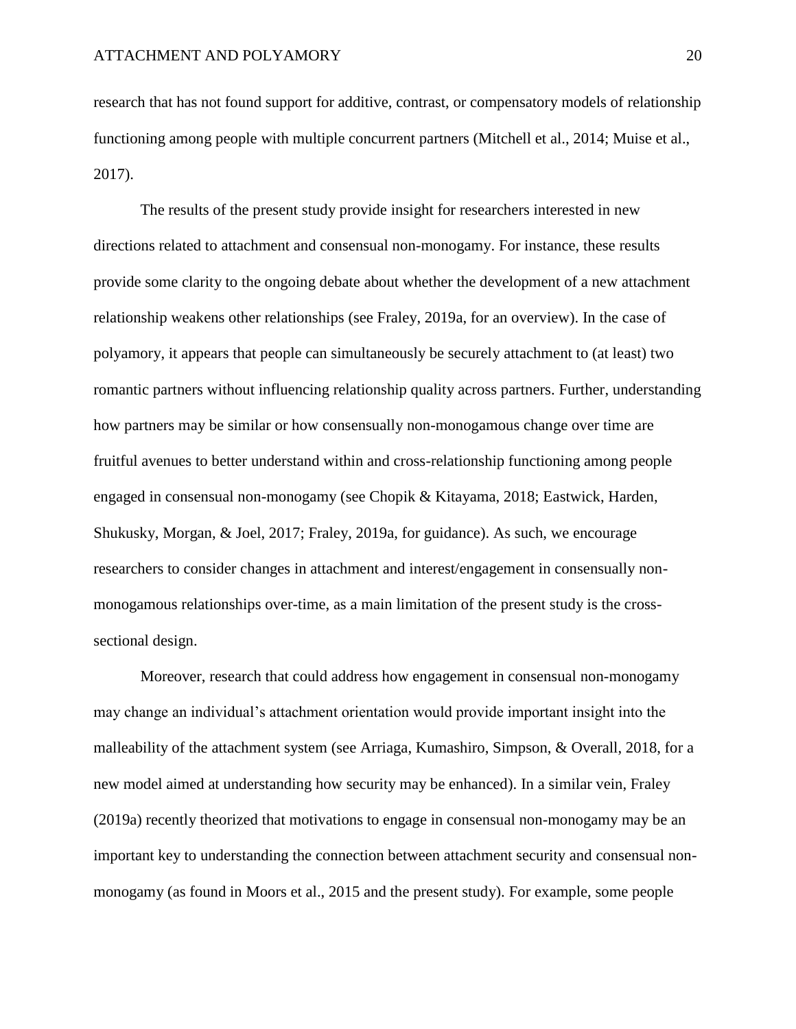research that has not found support for additive, contrast, or compensatory models of relationship functioning among people with multiple concurrent partners (Mitchell et al., 2014; Muise et al., 2017).

The results of the present study provide insight for researchers interested in new directions related to attachment and consensual non-monogamy. For instance, these results provide some clarity to the ongoing debate about whether the development of a new attachment relationship weakens other relationships (see Fraley, 2019a, for an overview). In the case of polyamory, it appears that people can simultaneously be securely attachment to (at least) two romantic partners without influencing relationship quality across partners. Further, understanding how partners may be similar or how consensually non-monogamous change over time are fruitful avenues to better understand within and cross-relationship functioning among people engaged in consensual non-monogamy (see Chopik & Kitayama, 2018; Eastwick, Harden, Shukusky, Morgan, & Joel, 2017; Fraley, 2019a, for guidance). As such, we encourage researchers to consider changes in attachment and interest/engagement in consensually non-monogamous relationships over-time, as a main limitation of the present study is the cross-sectional design.

Moreover, research that could address how engagement in consensual non-monogamy may change an individual's attachment orientation would provide important insight into the malleability of the attachment system (see Arriaga, Kumashiro, Simpson, & Overall, 2018, for a new model aimed at understanding how security may be enhanced). In a similar vein, Fraley (2019a) recently theorized that motivations to engage in consensual non-monogamy may be an important key to understanding the connection between attachment security and consensual non-monogamy (as found in Moors et al., 2015 and the present study). For example, some people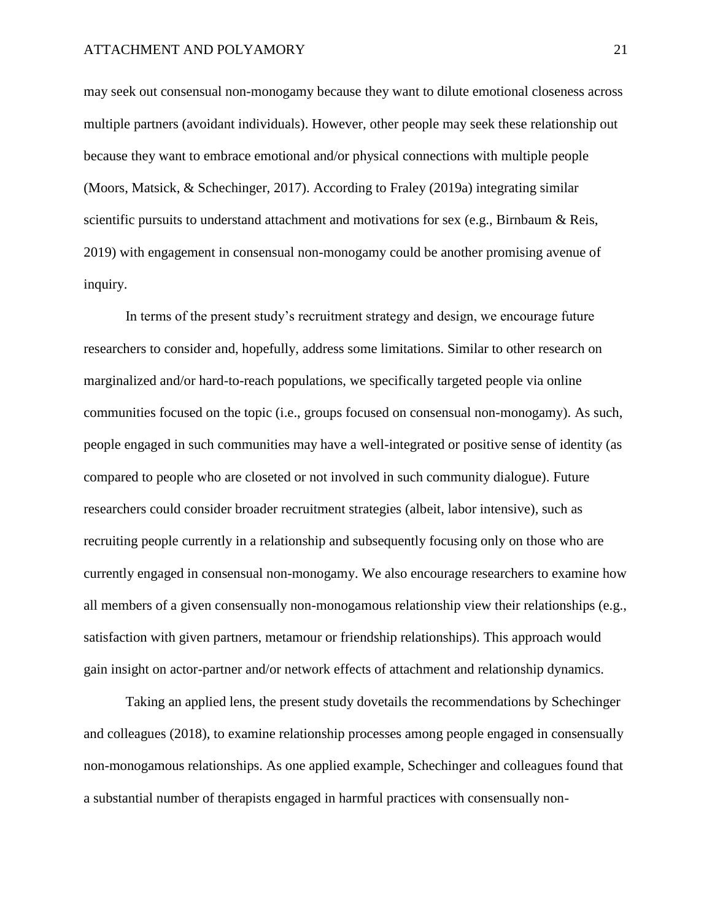may seek out consensual non-monogamy because they want to dilute emotional closeness across multiple partners (avoidant individuals). However, other people may seek these relationship out because they want to embrace emotional and/or physical connections with multiple people (Moors, Matsick, & Schechinger, 2017). According to Fraley (2019a) integrating similar scientific pursuits to understand attachment and motivations for sex (e.g., Birnbaum & Reis, 2019) with engagement in consensual non-monogamy could be another promising avenue of inquiry.

In terms of the present study's recruitment strategy and design, we encourage future researchers to consider and, hopefully, address some limitations. Similar to other research on marginalized and/or hard-to-reach populations, we specifically targeted people via online communities focused on the topic (i.e., groups focused on consensual non-monogamy). As such, people engaged in such communities may have a well-integrated or positive sense of identity (as compared to people who are closeted or not involved in such community dialogue). Future researchers could consider broader recruitment strategies (albeit, labor intensive), such as recruiting people currently in a relationship and subsequently focusing only on those who are currently engaged in consensual non-monogamy. We also encourage researchers to examine how all members of a given consensually non-monogamous relationship view their relationships (e.g., satisfaction with given partners, metamour or friendship relationships). This approach would gain insight on actor-partner and/or network effects of attachment and relationship dynamics.

Taking an applied lens, the present study dovetails the recommendations by Schechinger and colleagues (2018), to examine relationship processes among people engaged in consensually non-monogamous relationships. As one applied example, Schechinger and colleagues found that a substantial number of therapists engaged in harmful practices with consensually non-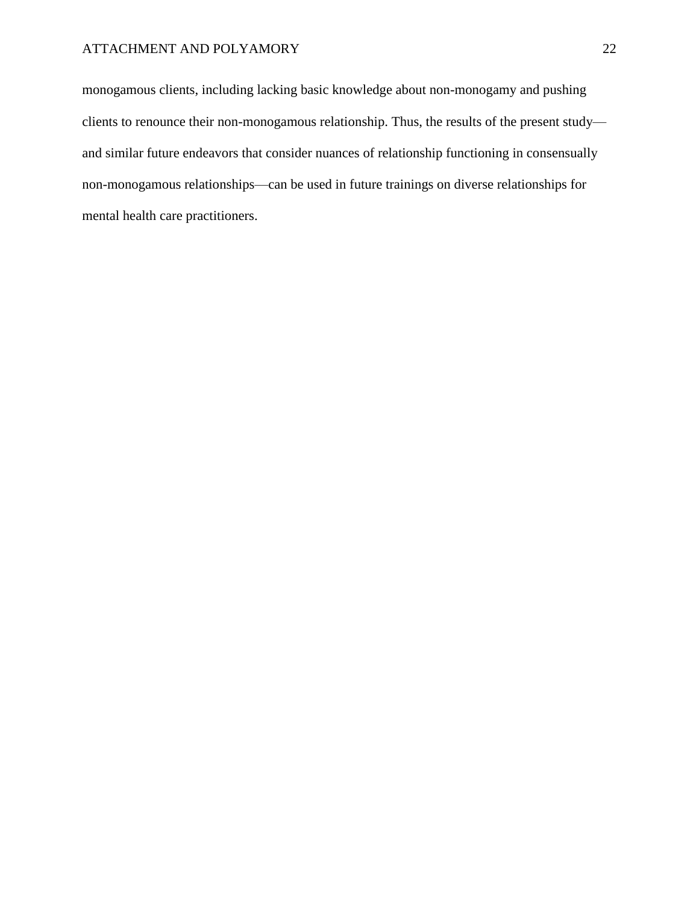monogamous clients, including lacking basic knowledge about non-monogamy and pushing clients to renounce their non-monogamous relationship. Thus, the results of the present study—and similar future endeavors that consider nuances of relationship functioning in consensually non-monogamous relationships—can be used in future trainings on diverse relationships for mental health care practitioners.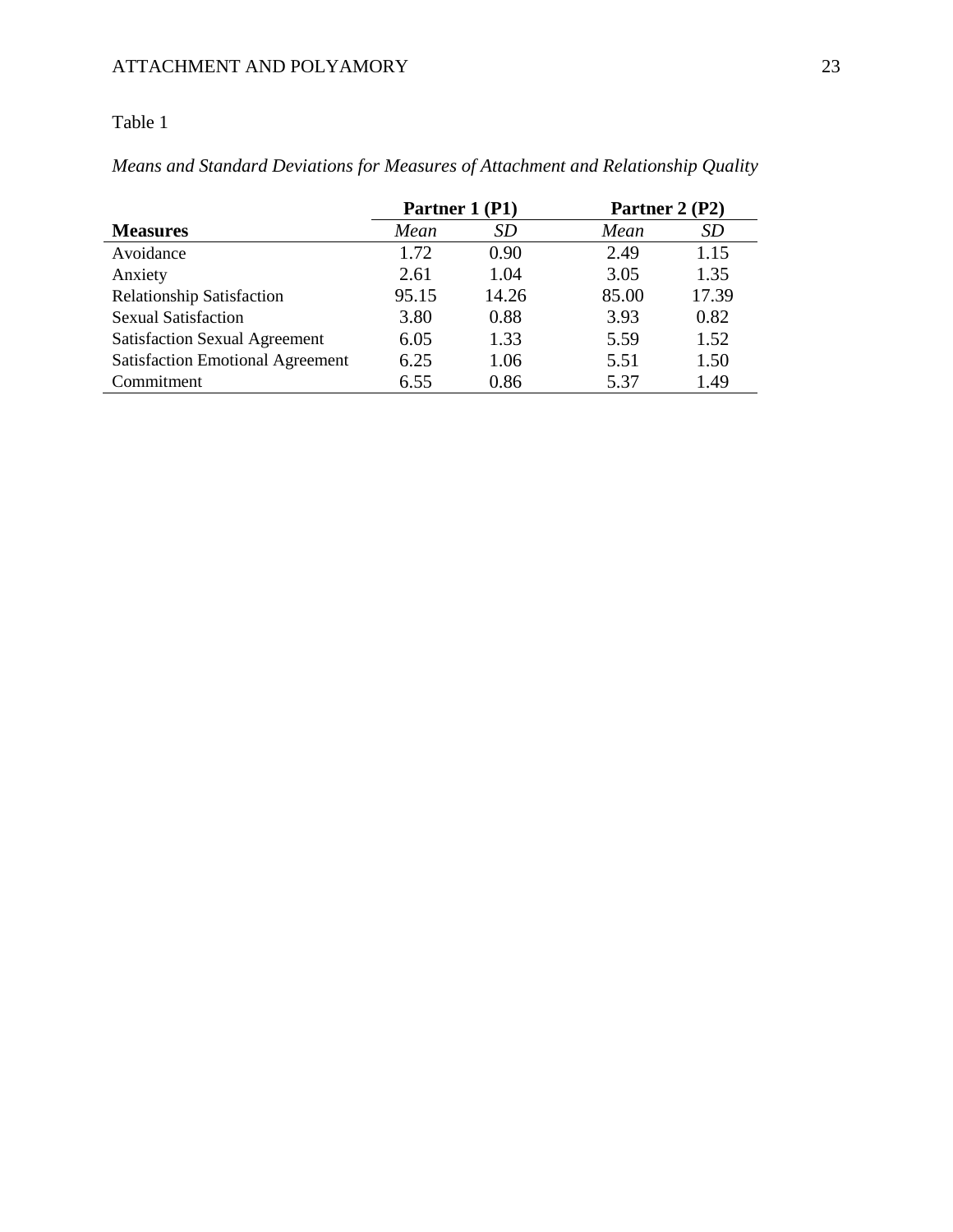Table 1

*Means and Standard Deviations for Measures of Attachment and Relationship Quality*

| | **Partner 1 (P1)** | | **Partner 2 (P2)** | |
|---|---|---|---|---|
| **Measures** | *Mean* | *SD* | *Mean* | *SD* |
| Avoidance | 1.72 | 0.90 | 2.49 | 1.15 |
| Anxiety | 2.61 | 1.04 | 3.05 | 1.35 |
| Relationship Satisfaction | 95.15 | 14.26 | 85.00 | 17.39 |
| Sexual Satisfaction | 3.80 | 0.88 | 3.93 | 0.82 |
| Satisfaction Sexual Agreement | 6.05 | 1.33 | 5.59 | 1.52 |
| Satisfaction Emotional Agreement | 6.25 | 1.06 | 5.51 | 1.50 |
| Commitment | 6.55 | 0.86 | 5.37 | 1.49 |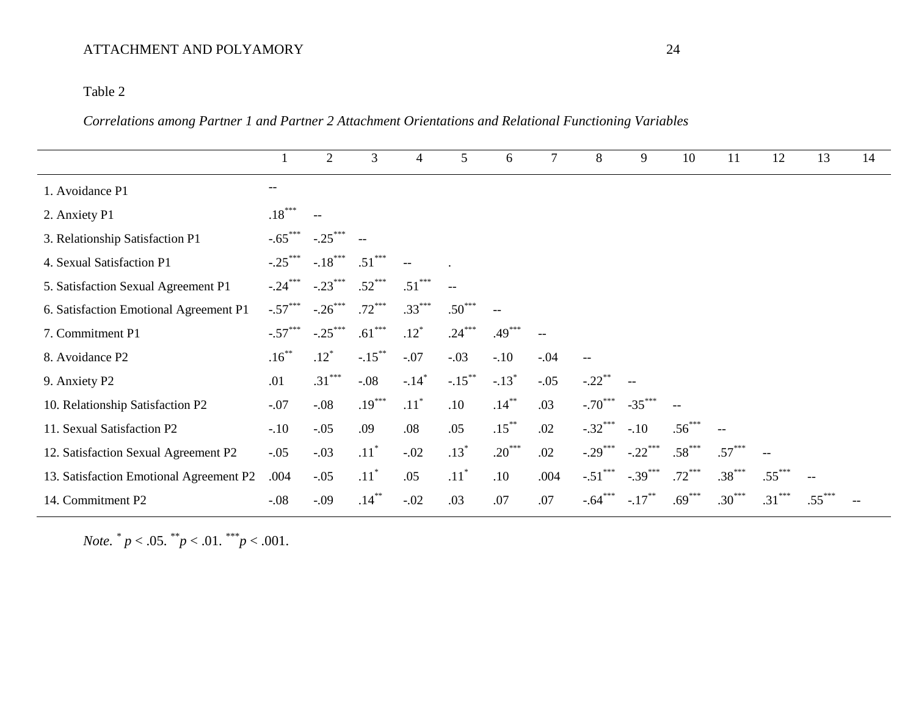Table 2

*Correlations among Partner 1 and Partner 2 Attachment Orientations and Relational Functioning Variables*

| | 1 | 2 | 3 | 4 | 5 | 6 | 7 | 8 | 9 | 10 | 11 | 12 | 13 | 14 |
|---|---|---|---|---|---|---|---|---|---|---|---|---|---|---|
| 1. Avoidance P1 | -- | | | | | | | | | | | | | |
| 2. Anxiety P1 | .18*** | -- | | | | | | | | | | | | |
| 3. Relationship Satisfaction P1 | -.65*** | -.25*** | -- | | | | | | | | | | | |
| 4. Sexual Satisfaction P1 | -.25*** | -.18*** | .51*** | -- | . | | | | | | | | | |
| 5. Satisfaction Sexual Agreement P1 | -.24*** | -.23*** | .52*** | .51*** | -- | | | | | | | | | |
| 6. Satisfaction Emotional Agreement P1 | -.57*** | -.26*** | .72*** | .33*** | .50*** | -- | | | | | | | | |
| 7. Commitment P1 | -.57*** | -.25*** | .61*** | .12* | .24*** | .49*** | -- | | | | | | | |
| 8. Avoidance P2 | .16** | .12* | -.15** | -.07 | -.03 | -.10 | -.04 | -- | | | | | | |
| 9. Anxiety P2 | .01 | .31*** | -.08 | -.14* | -.15** | -.13* | -.05 | -.22** | -- | | | | | |
| 10. Relationship Satisfaction P2 | -.07 | -.08 | .19*** | .11* | .10 | .14** | .03 | -.70*** | -35*** | -- | | | | |
| 11. Sexual Satisfaction P2 | -.10 | -.05 | .09 | .08 | .05 | .15** | .02 | -.32*** | -.10 | .56*** | -- | | | |
| 12. Satisfaction Sexual Agreement P2 | -.05 | -.03 | .11* | -.02 | .13* | .20*** | .02 | -.29*** | -.22*** | .58*** | .57*** | -- | | |
| 13. Satisfaction Emotional Agreement P2 | .004 | -.05 | .11* | .05 | .11* | .10 | .004 | -.51*** | -.39*** | .72*** | .38*** | .55*** | -- | |
| 14. Commitment P2 | -.08 | -.09 | .14** | -.02 | .03 | .07 | .07 | -.64*** | -.17** | .69*** | .30*** | .31*** | .55*** | -- |

*Note*. * $p < .05$. ** $p < .01$. *** $p < .001$.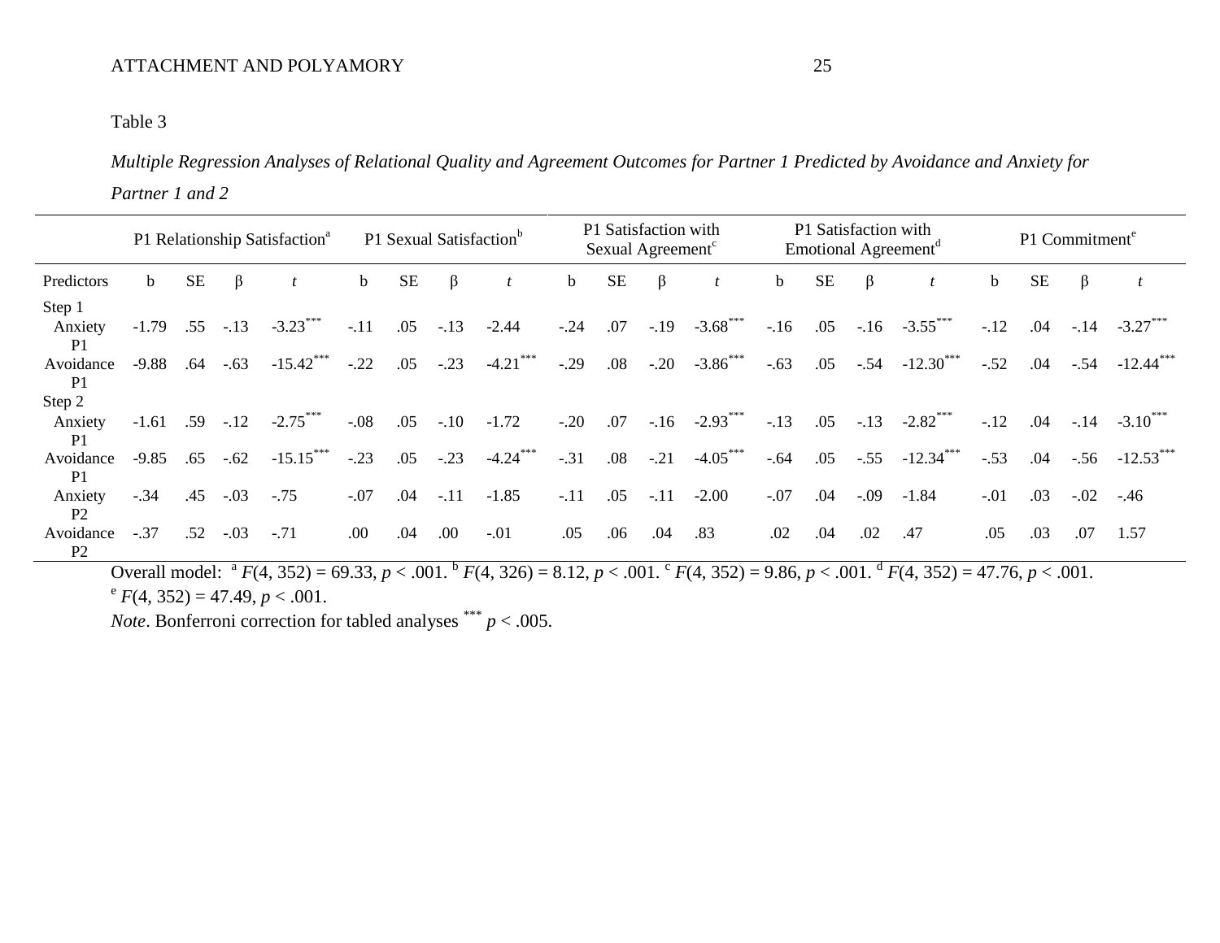Table 3

*Multiple Regression Analyses of Relational Quality and Agreement Outcomes for Partner 1 Predicted by Avoidance and Anxiety for Partner 1 and 2*

| | P1 Relationship Satisfaction[a] | | | | P1 Sexual Satisfaction[b] | | | | P1 Satisfaction with Sexual Agreement[c] | | | | P1 Satisfaction with Emotional Agreement[d] | | | | P1 Commitment[e] | | | |
|---|---|---|---|---|---|---|---|---|---|---|---|---|---|---|---|---|---|---|---|---|
| Predictors | b | SE | β | *t* | b | SE | β | *t* | b | SE | β | *t* | b | SE | β | *t* | b | SE | β | *t* |
| Step 1 | | | | | | | | | | | | | | | | | | | | |
| Anxiety P1 | -1.79 | .55 | -.13 | -3.23*** | -.11 | .05 | -.13 | -2.44 | -.24 | .07 | -.19 | -3.68*** | -.16 | .05 | -.16 | -3.55*** | -.12 | .04 | -.14 | -3.27*** |
| Avoidance P1 | -9.88 | .64 | -.63 | -15.42*** | -.22 | .05 | -.23 | -4.21*** | -.29 | .08 | -.20 | -3.86*** | -.63 | .05 | -.54 | -12.30*** | -.52 | .04 | -.54 | -12.44*** |
| Step 2 | | | | | | | | | | | | | | | | | | | | |
| Anxiety P1 | -1.61 | .59 | -.12 | -2.75*** | -.08 | .05 | -.10 | -1.72 | -.20 | .07 | -.16 | -2.93*** | -.13 | .05 | -.13 | -2.82*** | -.12 | .04 | -.14 | -3.10*** |
| Avoidance P1 | -9.85 | .65 | -.62 | -15.15*** | -.23 | .05 | -.23 | -4.24*** | -.31 | .08 | -.21 | -4.05*** | -.64 | .05 | -.55 | -12.34*** | -.53 | .04 | -.56 | -12.53*** |
| Anxiety P2 | -.34 | .45 | -.03 | -.75 | -.07 | .04 | -.11 | -1.85 | -.11 | .05 | -.11 | -2.00 | -.07 | .04 | -.09 | -1.84 | -.01 | .03 | -.02 | -.46 |
| Avoidance P2 | -.37 | .52 | -.03 | -.71 | .00 | .04 | .00 | -.01 | .05 | .06 | .04 | .83 | .02 | .04 | .02 | .47 | .05 | .03 | .07 | 1.57 |

Overall model: [a] $F(4, 352) = 69.33$, $p < .001$. [b] $F(4, 326) = 8.12$, $p < .001$. [c] $F(4, 352) = 9.86$, $p < .001$. [d] $F(4, 352) = 47.76$, $p < .001$. [e] $F(4, 352) = 47.49$, $p < .001$.

*Note*. Bonferroni correction for tabled analyses *** $p < .005$.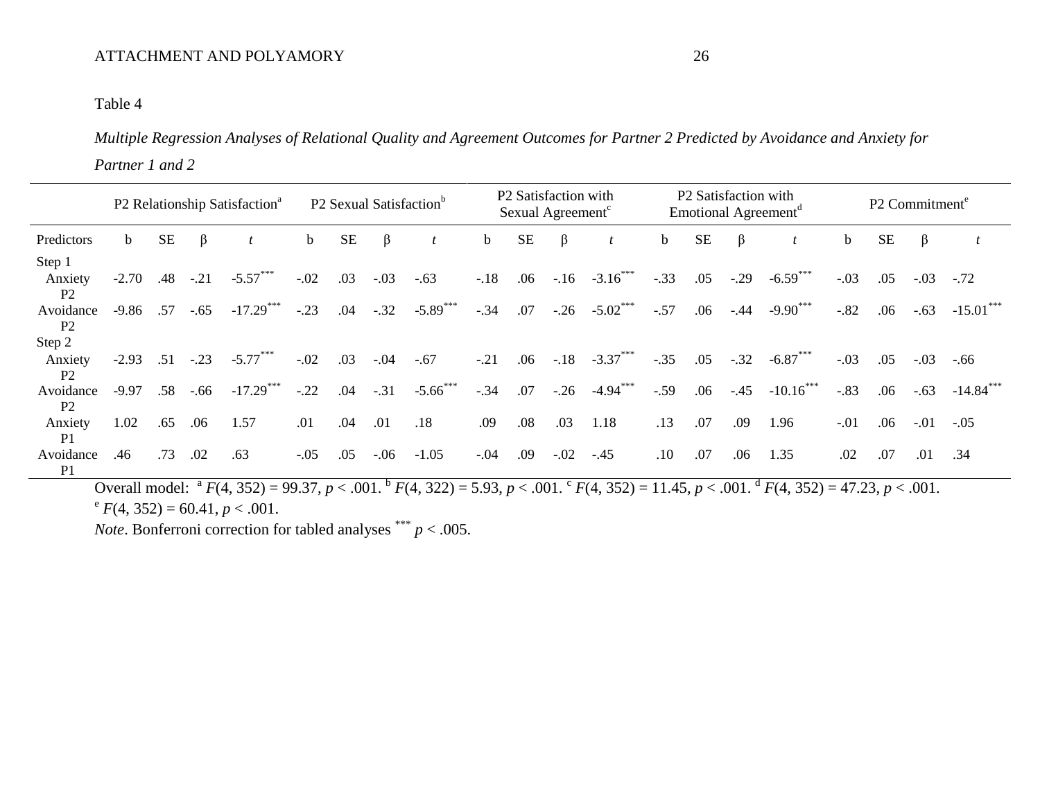Table 4

*Multiple Regression Analyses of Relational Quality and Agreement Outcomes for Partner 2 Predicted by Avoidance and Anxiety for Partner 1 and 2*

| | P2 Relationship Satisfaction[a] | | | | P2 Sexual Satisfaction[b] | | | | P2 Satisfaction with Sexual Agreement[c] | | | | P2 Satisfaction with Emotional Agreement[d] | | | | P2 Commitment[e] | | | |
|---|---|---|---|---|---|---|---|---|---|---|---|---|---|---|---|---|---|---|---|---|
| Predictors | b | SE | β | *t* | b | SE | β | *t* | b | SE | β | *t* | b | SE | β | *t* | b | SE | β | *t* |
| Step 1 | | | | | | | | | | | | | | | | | | | | |
| Anxiety P2 | -2.70 | .48 | -.21 | -5.57*** | -.02 | .03 | -.03 | -.63 | -.18 | .06 | -.16 | -3.16*** | -.33 | .05 | -.29 | -6.59*** | -.03 | .05 | -.03 | -.72 |
| Avoidance P2 | -9.86 | .57 | -.65 | -17.29*** | -.23 | .04 | -.32 | -5.89*** | -.34 | .07 | -.26 | -5.02*** | -.57 | .06 | -.44 | -9.90*** | -.82 | .06 | -.63 | -15.01*** |
| Step 2 | | | | | | | | | | | | | | | | | | | | |
| Anxiety P2 | -2.93 | .51 | -.23 | -5.77*** | -.02 | .03 | -.04 | -.67 | -.21 | .06 | -.18 | -3.37*** | -.35 | .05 | -.32 | -6.87*** | -.03 | .05 | -.03 | -.66 |
| Avoidance P2 | -9.97 | .58 | -.66 | -17.29*** | -.22 | .04 | -.31 | -5.66*** | -.34 | .07 | -.26 | -4.94*** | -.59 | .06 | -.45 | -10.16*** | -.83 | .06 | -.63 | -14.84*** |
| Anxiety P1 | 1.02 | .65 | .06 | 1.57 | .01 | .04 | .01 | .18 | .09 | .08 | .03 | 1.18 | .13 | .07 | .09 | 1.96 | -.01 | .06 | -.01 | -.05 |
| Avoidance P1 | .46 | .73 | .02 | .63 | -.05 | .05 | -.06 | -1.05 | -.04 | .09 | -.02 | -.45 | .10 | .07 | .06 | 1.35 | .02 | .07 | .01 | .34 |

Overall model: [a] $F(4, 352) = 99.37$, $p < .001$. [b] $F(4, 322) = 5.93$, $p < .001$. [c] $F(4, 352) = 11.45$, $p < .001$. [d] $F(4, 352) = 47.23$, $p < .001$. [e] $F(4, 352) = 60.41$, $p < .001$.

*Note*. Bonferroni correction for tabled analyses *** $p < .005$.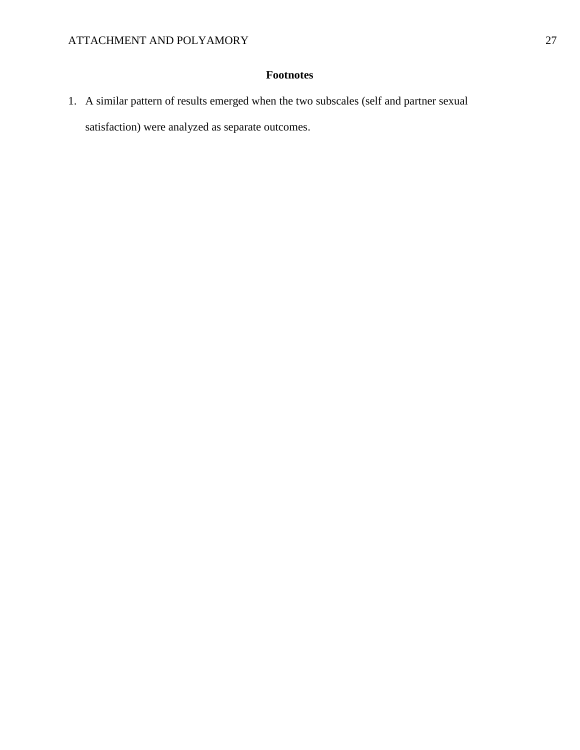# Footnotes

1. A similar pattern of results emerged when the two subscales (self and partner sexual satisfaction) were analyzed as separate outcomes.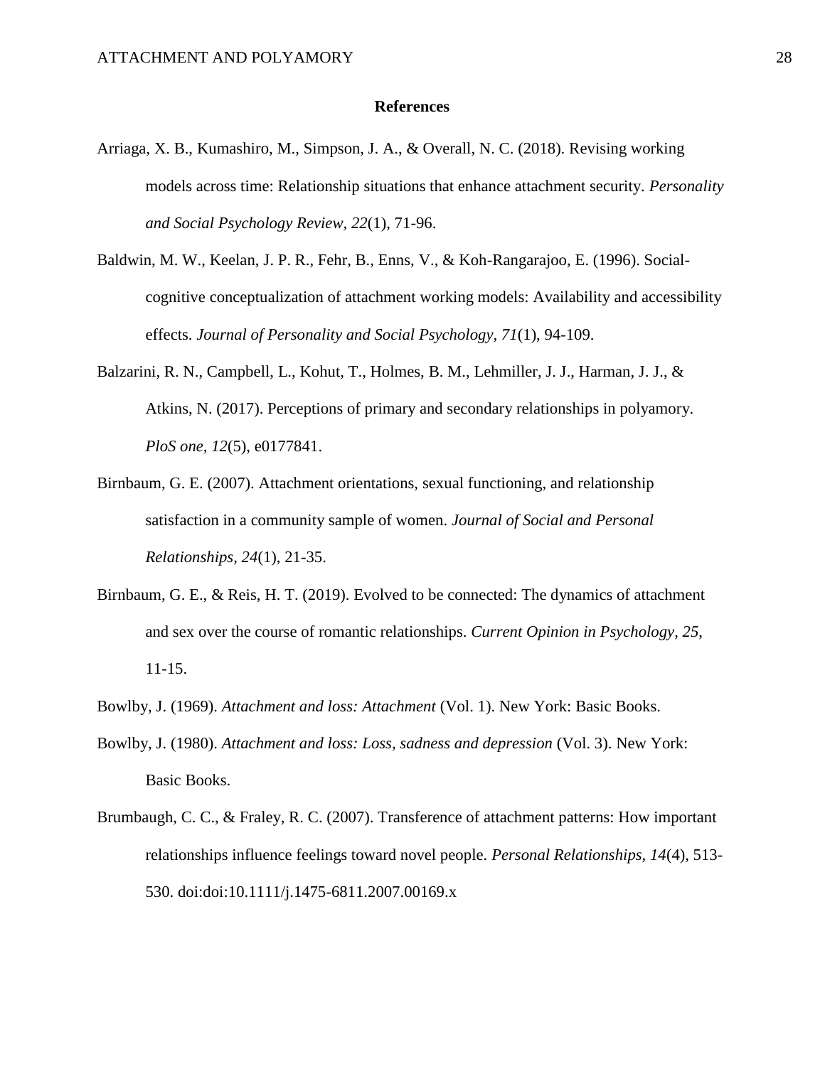# References

Arriaga, X. B., Kumashiro, M., Simpson, J. A., & Overall, N. C. (2018). Revising working models across time: Relationship situations that enhance attachment security. *Personality and Social Psychology Review, 22*(1), 71-96.

Baldwin, M. W., Keelan, J. P. R., Fehr, B., Enns, V., & Koh-Rangarajoo, E. (1996). Social-cognitive conceptualization of attachment working models: Availability and accessibility effects. *Journal of Personality and Social Psychology, 71*(1), 94-109.

Balzarini, R. N., Campbell, L., Kohut, T., Holmes, B. M., Lehmiller, J. J., Harman, J. J., & Atkins, N. (2017). Perceptions of primary and secondary relationships in polyamory. *PloS one, 12*(5), e0177841.

Birnbaum, G. E. (2007). Attachment orientations, sexual functioning, and relationship satisfaction in a community sample of women. *Journal of Social and Personal Relationships, 24*(1), 21-35.

Birnbaum, G. E., & Reis, H. T. (2019). Evolved to be connected: The dynamics of attachment and sex over the course of romantic relationships. *Current Opinion in Psychology, 25*, 11-15.

Bowlby, J. (1969). *Attachment and loss: Attachment* (Vol. 1). New York: Basic Books.

Bowlby, J. (1980). *Attachment and loss: Loss, sadness and depression* (Vol. 3). New York: Basic Books.

Brumbaugh, C. C., & Fraley, R. C. (2007). Transference of attachment patterns: How important relationships influence feelings toward novel people. *Personal Relationships, 14*(4), 513-530. doi:doi:10.1111/j.1475-6811.2007.00169.x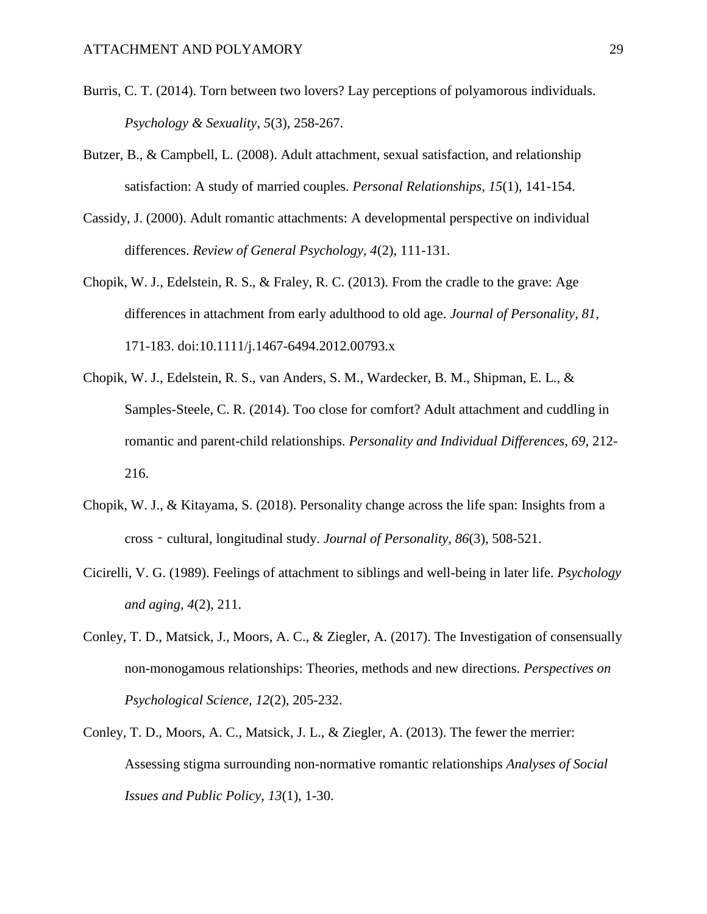Burris, C. T. (2014). Torn between two lovers? Lay perceptions of polyamorous individuals. *Psychology & Sexuality, 5*(3), 258-267.

Butzer, B., & Campbell, L. (2008). Adult attachment, sexual satisfaction, and relationship satisfaction: A study of married couples. *Personal Relationships, 15*(1), 141-154.

Cassidy, J. (2000). Adult romantic attachments: A developmental perspective on individual differences. *Review of General Psychology, 4*(2), 111-131.

Chopik, W. J., Edelstein, R. S., & Fraley, R. C. (2013). From the cradle to the grave: Age differences in attachment from early adulthood to old age. *Journal of Personality, 81*, 171-183. doi:10.1111/j.1467-6494.2012.00793.x

Chopik, W. J., Edelstein, R. S., van Anders, S. M., Wardecker, B. M., Shipman, E. L., & Samples-Steele, C. R. (2014). Too close for comfort? Adult attachment and cuddling in romantic and parent-child relationships. *Personality and Individual Differences, 69*, 212-216.

Chopik, W. J., & Kitayama, S. (2018). Personality change across the life span: Insights from a cross‐cultural, longitudinal study. *Journal of Personality, 86*(3), 508-521.

Cicirelli, V. G. (1989). Feelings of attachment to siblings and well-being in later life. *Psychology and aging, 4*(2), 211.

Conley, T. D., Matsick, J., Moors, A. C., & Ziegler, A. (2017). The Investigation of consensually non-monogamous relationships: Theories, methods and new directions. *Perspectives on Psychological Science, 12*(2), 205-232.

Conley, T. D., Moors, A. C., Matsick, J. L., & Ziegler, A. (2013). The fewer the merrier: Assessing stigma surrounding non-normative romantic relationships *Analyses of Social Issues and Public Policy, 13*(1), 1-30.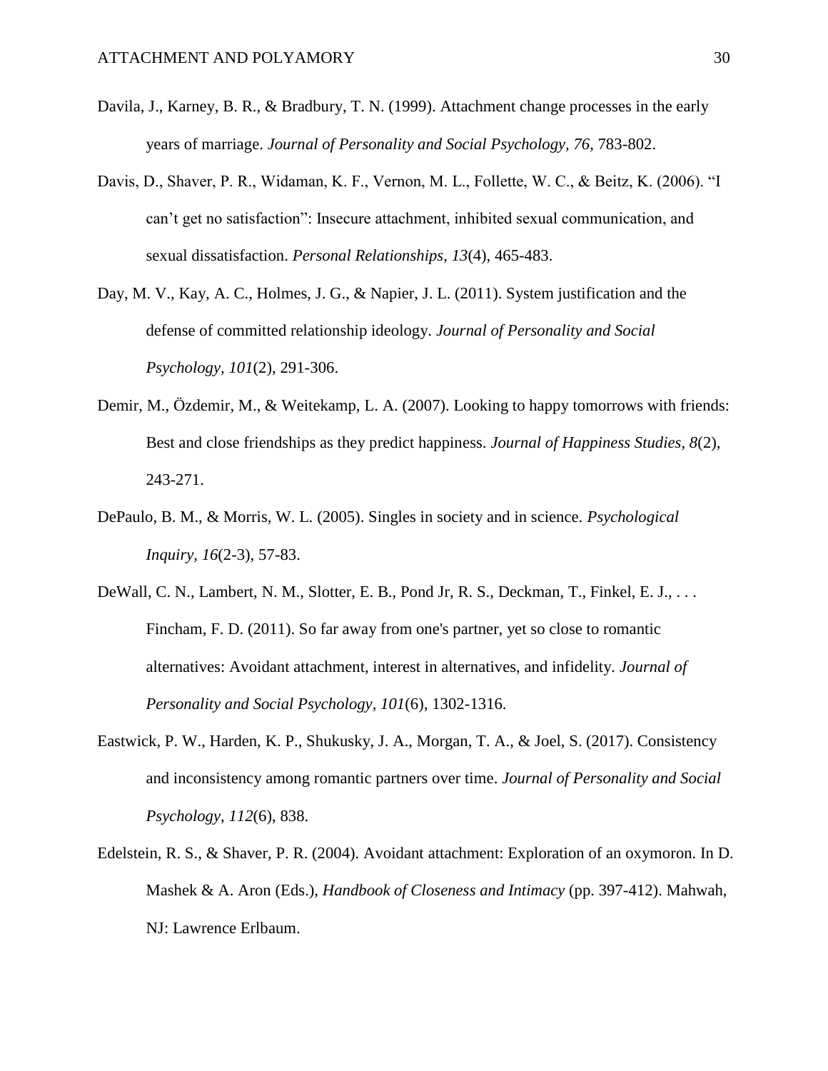Davila, J., Karney, B. R., & Bradbury, T. N. (1999). Attachment change processes in the early years of marriage. *Journal of Personality and Social Psychology, 76*, 783-802.

Davis, D., Shaver, P. R., Widaman, K. F., Vernon, M. L., Follette, W. C., & Beitz, K. (2006). "I can't get no satisfaction": Insecure attachment, inhibited sexual communication, and sexual dissatisfaction. *Personal Relationships, 13*(4), 465-483.

Day, M. V., Kay, A. C., Holmes, J. G., & Napier, J. L. (2011). System justification and the defense of committed relationship ideology. *Journal of Personality and Social Psychology, 101*(2), 291-306.

Demir, M., Özdemir, M., & Weitekamp, L. A. (2007). Looking to happy tomorrows with friends: Best and close friendships as they predict happiness. *Journal of Happiness Studies*, *8*(2), 243-271.

DePaulo, B. M., & Morris, W. L. (2005). Singles in society and in science. *Psychological Inquiry, 16*(2-3), 57-83.

DeWall, C. N., Lambert, N. M., Slotter, E. B., Pond Jr, R. S., Deckman, T., Finkel, E. J., . . . Fincham, F. D. (2011). So far away from one's partner, yet so close to romantic alternatives: Avoidant attachment, interest in alternatives, and infidelity. *Journal of Personality and Social Psychology, 101*(6), 1302-1316.

Eastwick, P. W., Harden, K. P., Shukusky, J. A., Morgan, T. A., & Joel, S. (2017). Consistency and inconsistency among romantic partners over time. *Journal of Personality and Social Psychology, 112*(6), 838.

Edelstein, R. S., & Shaver, P. R. (2004). Avoidant attachment: Exploration of an oxymoron. In D. Mashek & A. Aron (Eds.), *Handbook of Closeness and Intimacy* (pp. 397-412). Mahwah, NJ: Lawrence Erlbaum.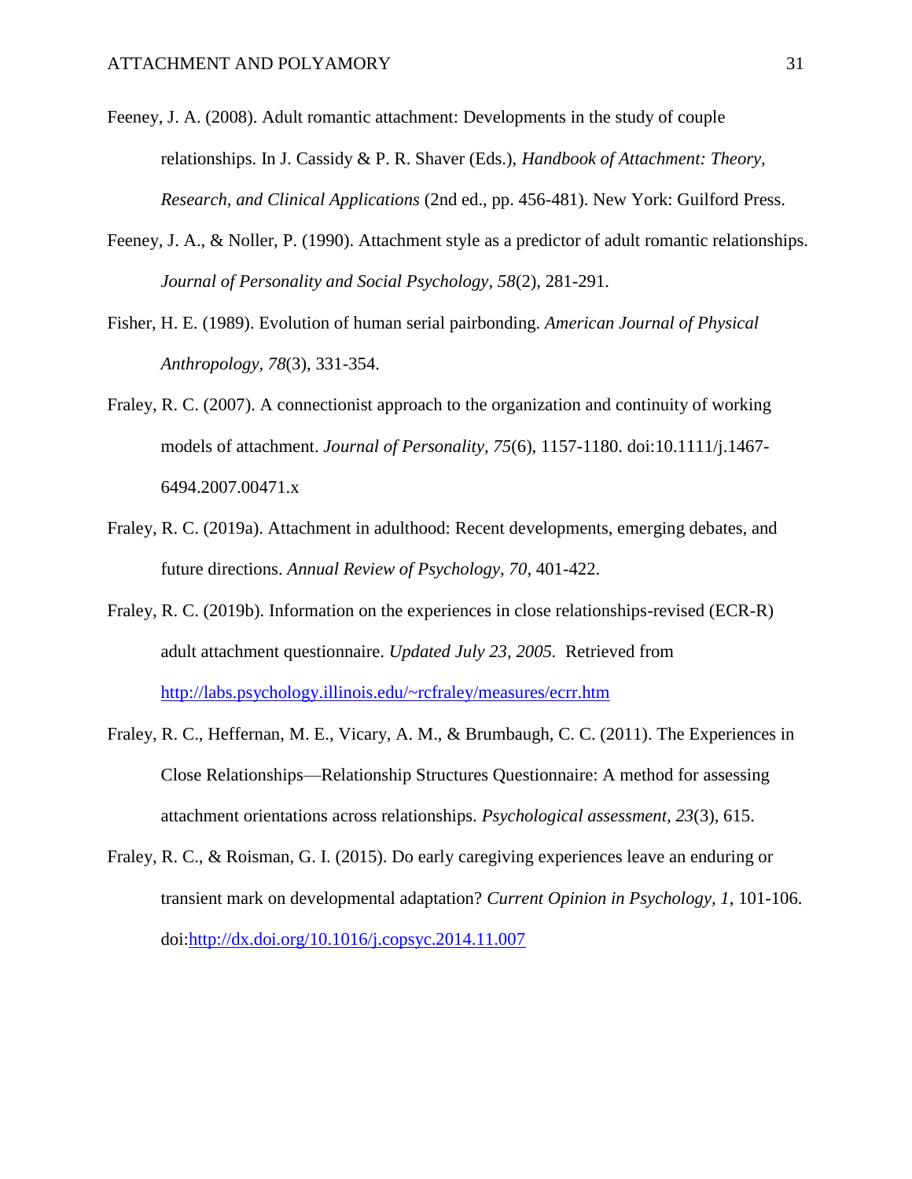Feeney, J. A. (2008). Adult romantic attachment: Developments in the study of couple relationships. In J. Cassidy & P. R. Shaver (Eds.), *Handbook of Attachment: Theory, Research, and Clinical Applications* (2nd ed., pp. 456-481). New York: Guilford Press.

Feeney, J. A., & Noller, P. (1990). Attachment style as a predictor of adult romantic relationships. *Journal of Personality and Social Psychology*, *58*(2), 281-291.

Fisher, H. E. (1989). Evolution of human serial pairbonding. *American Journal of Physical Anthropology*, *78*(3), 331-354.

Fraley, R. C. (2007). A connectionist approach to the organization and continuity of working models of attachment. *Journal of Personality, 75*(6), 1157-1180. doi:10.1111/j.1467-6494.2007.00471.x

Fraley, R. C. (2019a). Attachment in adulthood: Recent developments, emerging debates, and future directions. *Annual Review of Psychology, 70*, 401-422.

Fraley, R. C. (2019b). Information on the experiences in close relationships-revised (ECR-R) adult attachment questionnaire. *Updated July 23, 2005.* Retrieved from http://labs.psychology.illinois.edu/~rcfraley/measures/ecrr.htm

Fraley, R. C., Heffernan, M. E., Vicary, A. M., & Brumbaugh, C. C. (2011). The Experiences in Close Relationships—Relationship Structures Questionnaire: A method for assessing attachment orientations across relationships. *Psychological assessment*, *23*(3), 615.

Fraley, R. C., & Roisman, G. I. (2015). Do early caregiving experiences leave an enduring or transient mark on developmental adaptation? *Current Opinion in Psychology, 1*, 101-106. doi:http://dx.doi.org/10.1016/j.copsyc.2014.11.007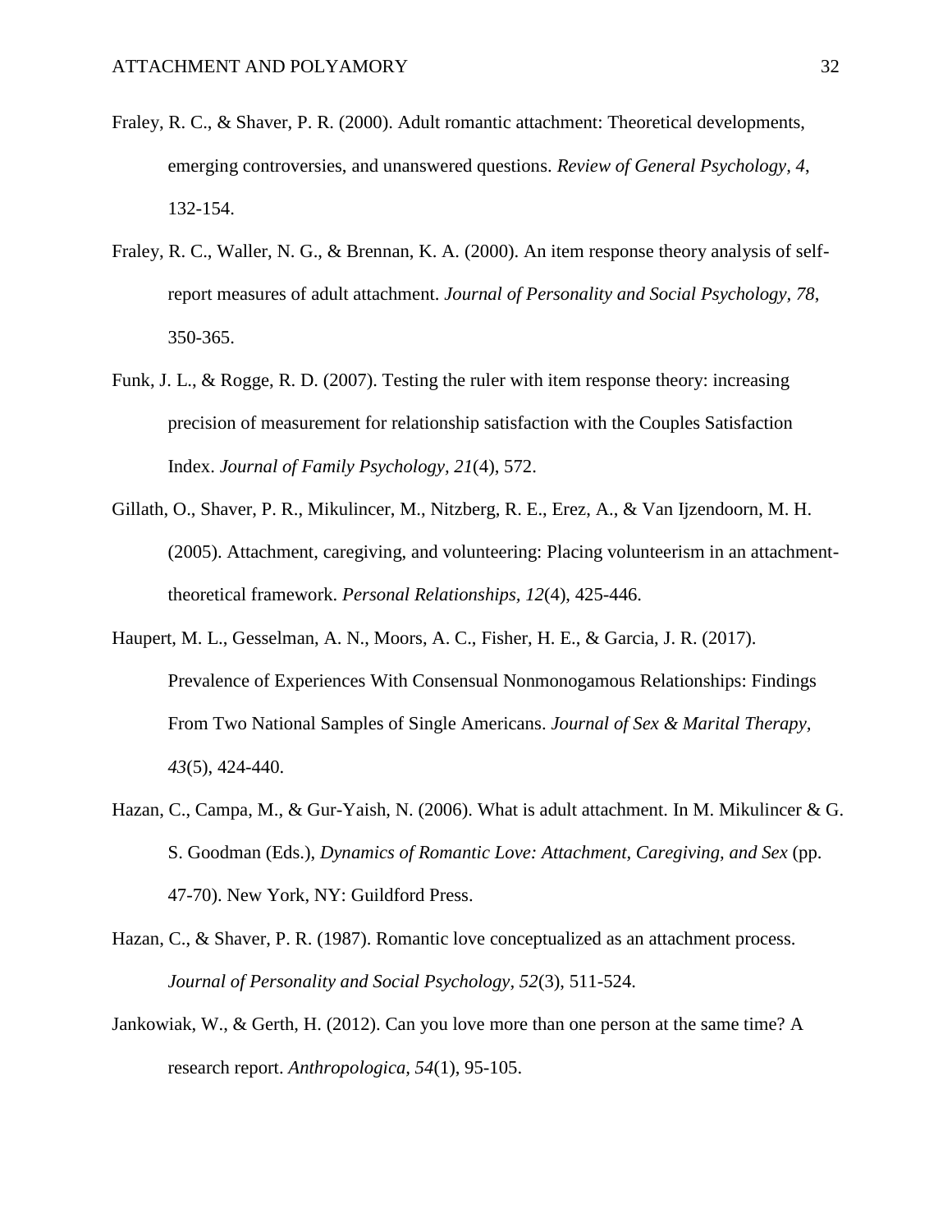Fraley, R. C., & Shaver, P. R. (2000). Adult romantic attachment: Theoretical developments, emerging controversies, and unanswered questions. *Review of General Psychology, 4*, 132-154.

Fraley, R. C., Waller, N. G., & Brennan, K. A. (2000). An item response theory analysis of self-report measures of adult attachment. *Journal of Personality and Social Psychology, 78*, 350-365.

Funk, J. L., & Rogge, R. D. (2007). Testing the ruler with item response theory: increasing precision of measurement for relationship satisfaction with the Couples Satisfaction Index. *Journal of Family Psychology, 21*(4), 572.

Gillath, O., Shaver, P. R., Mikulincer, M., Nitzberg, R. E., Erez, A., & Van Ijzendoorn, M. H. (2005). Attachment, caregiving, and volunteering: Placing volunteerism in an attachment-theoretical framework. *Personal Relationships, 12*(4), 425-446.

Haupert, M. L., Gesselman, A. N., Moors, A. C., Fisher, H. E., & Garcia, J. R. (2017). Prevalence of Experiences With Consensual Nonmonogamous Relationships: Findings From Two National Samples of Single Americans. *Journal of Sex & Marital Therapy, 43*(5), 424-440.

Hazan, C., Campa, M., & Gur-Yaish, N. (2006). What is adult attachment. In M. Mikulincer & G. S. Goodman (Eds.), *Dynamics of Romantic Love: Attachment, Caregiving, and Sex* (pp. 47-70). New York, NY: Guildford Press.

Hazan, C., & Shaver, P. R. (1987). Romantic love conceptualized as an attachment process. *Journal of Personality and Social Psychology, 52*(3), 511-524.

Jankowiak, W., & Gerth, H. (2012). Can you love more than one person at the same time? A research report. *Anthropologica, 54*(1), 95-105.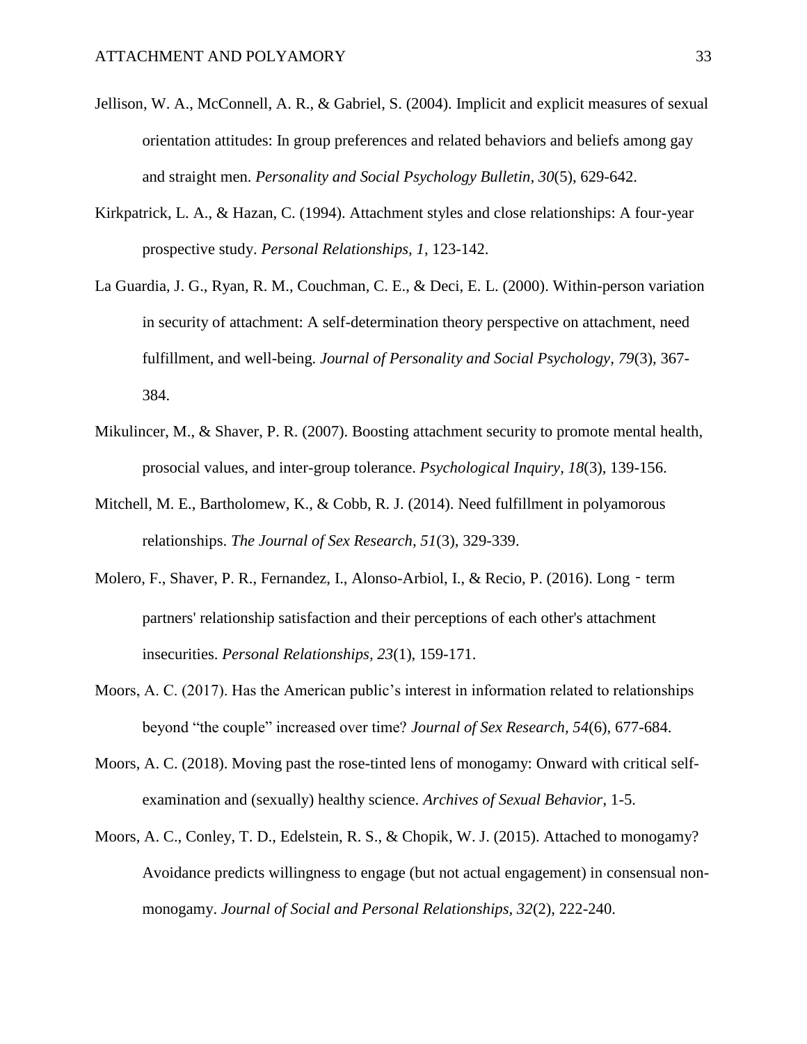Jellison, W. A., McConnell, A. R., & Gabriel, S. (2004). Implicit and explicit measures of sexual orientation attitudes: In group preferences and related behaviors and beliefs among gay and straight men. *Personality and Social Psychology Bulletin*, *30*(5), 629-642.

Kirkpatrick, L. A., & Hazan, C. (1994). Attachment styles and close relationships: A four-year prospective study. *Personal Relationships, 1*, 123-142.

La Guardia, J. G., Ryan, R. M., Couchman, C. E., & Deci, E. L. (2000). Within-person variation in security of attachment: A self-determination theory perspective on attachment, need fulfillment, and well-being. *Journal of Personality and Social Psychology, 79*(3), 367-384.

Mikulincer, M., & Shaver, P. R. (2007). Boosting attachment security to promote mental health, prosocial values, and inter-group tolerance. *Psychological Inquiry, 18*(3), 139-156.

Mitchell, M. E., Bartholomew, K., & Cobb, R. J. (2014). Need fulfillment in polyamorous relationships. *The Journal of Sex Research, 51*(3), 329-339.

Molero, F., Shaver, P. R., Fernandez, I., Alonso-Arbiol, I., & Recio, P. (2016). Long‐term partners' relationship satisfaction and their perceptions of each other's attachment insecurities. *Personal Relationships, 23*(1), 159-171.

Moors, A. C. (2017). Has the American public's interest in information related to relationships beyond "the couple" increased over time? *Journal of Sex Research, 54*(6), 677-684.

Moors, A. C. (2018). Moving past the rose-tinted lens of monogamy: Onward with critical self-examination and (sexually) healthy science. *Archives of Sexual Behavior*, 1-5.

Moors, A. C., Conley, T. D., Edelstein, R. S., & Chopik, W. J. (2015). Attached to monogamy? Avoidance predicts willingness to engage (but not actual engagement) in consensual non-monogamy. *Journal of Social and Personal Relationships*, *32*(2), 222-240.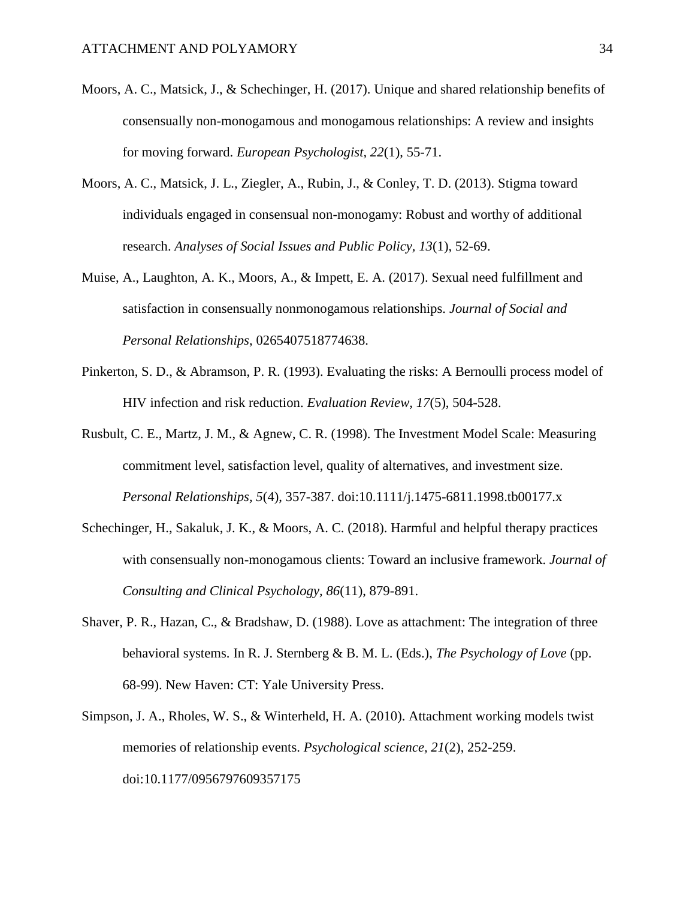Moors, A. C., Matsick, J., & Schechinger, H. (2017). Unique and shared relationship benefits of consensually non-monogamous and monogamous relationships: A review and insights for moving forward. *European Psychologist, 22*(1), 55-71.

Moors, A. C., Matsick, J. L., Ziegler, A., Rubin, J., & Conley, T. D. (2013). Stigma toward individuals engaged in consensual non-monogamy: Robust and worthy of additional research. *Analyses of Social Issues and Public Policy, 13*(1), 52-69.

Muise, A., Laughton, A. K., Moors, A., & Impett, E. A. (2017). Sexual need fulfillment and satisfaction in consensually nonmonogamous relationships. *Journal of Social and Personal Relationships*, 0265407518774638.

Pinkerton, S. D., & Abramson, P. R. (1993). Evaluating the risks: A Bernoulli process model of HIV infection and risk reduction. *Evaluation Review, 17*(5), 504-528.

Rusbult, C. E., Martz, J. M., & Agnew, C. R. (1998). The Investment Model Scale: Measuring commitment level, satisfaction level, quality of alternatives, and investment size. *Personal Relationships, 5*(4), 357-387. doi:10.1111/j.1475-6811.1998.tb00177.x

Schechinger, H., Sakaluk, J. K., & Moors, A. C. (2018). Harmful and helpful therapy practices with consensually non-monogamous clients: Toward an inclusive framework. *Journal of Consulting and Clinical Psychology, 86*(11), 879-891.

Shaver, P. R., Hazan, C., & Bradshaw, D. (1988). Love as attachment: The integration of three behavioral systems. In R. J. Sternberg & B. M. L. (Eds.), *The Psychology of Love* (pp. 68-99). New Haven: CT: Yale University Press.

Simpson, J. A., Rholes, W. S., & Winterheld, H. A. (2010). Attachment working models twist memories of relationship events. *Psychological science, 21*(2), 252-259. doi:10.1177/0956797609357175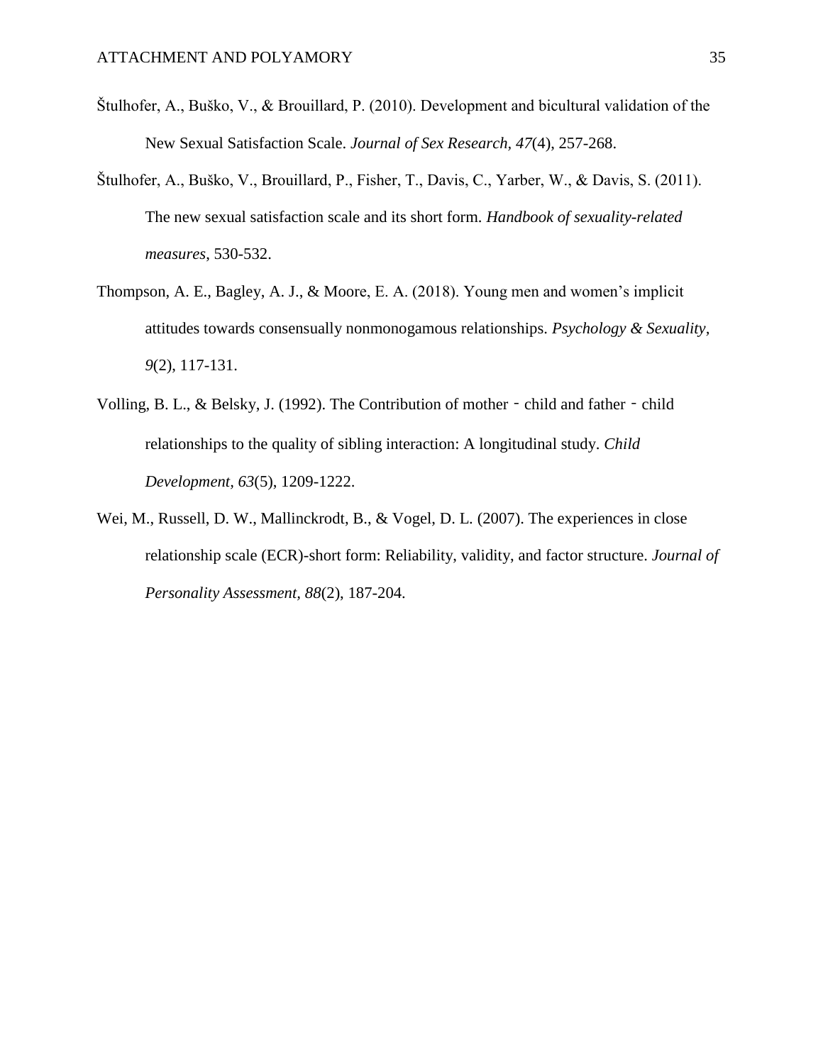Štulhofer, A., Buško, V., & Brouillard, P. (2010). Development and bicultural validation of the New Sexual Satisfaction Scale. *Journal of Sex Research, 47*(4), 257-268.

Štulhofer, A., Buško, V., Brouillard, P., Fisher, T., Davis, C., Yarber, W., & Davis, S. (2011). The new sexual satisfaction scale and its short form. *Handbook of sexuality-related measures*, 530-532.

Thompson, A. E., Bagley, A. J., & Moore, E. A. (2018). Young men and women's implicit attitudes towards consensually nonmonogamous relationships. *Psychology & Sexuality, 9*(2), 117-131.

Volling, B. L., & Belsky, J. (1992). The Contribution of mother ‐ child and father ‐ child relationships to the quality of sibling interaction: A longitudinal study. *Child Development, 63*(5), 1209-1222.

Wei, M., Russell, D. W., Mallinckrodt, B., & Vogel, D. L. (2007). The experiences in close relationship scale (ECR)-short form: Reliability, validity, and factor structure. *Journal of Personality Assessment, 88*(2), 187-204.